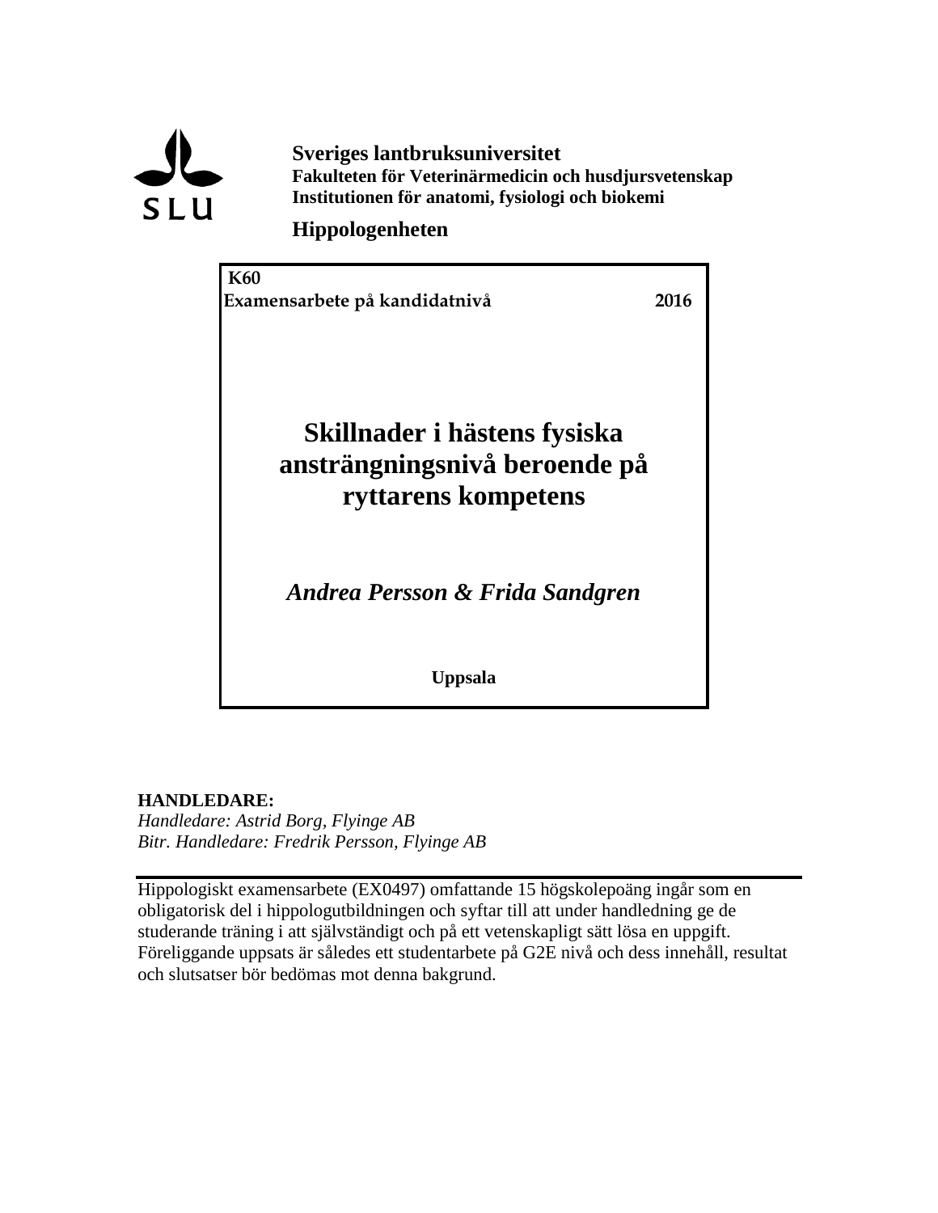**Sveriges lantbruksuniversitet**
**Fakulteten för Veterinärmedicin och husdjursvetenskap**
**Institutionen för anatomi, fysiologi och biokemi**

**Hippologenheten**

**K60**
**Examensarbete på kandidatnivå** **2016**

# Skillnader i hästens fysiska ansträngningsnivå beroende på ryttarens kompetens

***Andrea Persson & Frida Sandgren***

**Uppsala**

**HANDLEDARE:**
*Handledare: Astrid Borg, Flyinge AB*
*Bitr. Handledare: Fredrik Persson, Flyinge AB*

---

Hippologiskt examensarbete (EX0497) omfattande 15 högskolepoäng ingår som en obligatorisk del i hippologutbildningen och syftar till att under handledning ge de studerande träning i att självständigt och på ett vetenskapligt sätt lösa en uppgift. Föreliggande uppsats är således ett studentarbete på G2E nivå och dess innehåll, resultat och slutsatser bör bedömas mot denna bakgrund.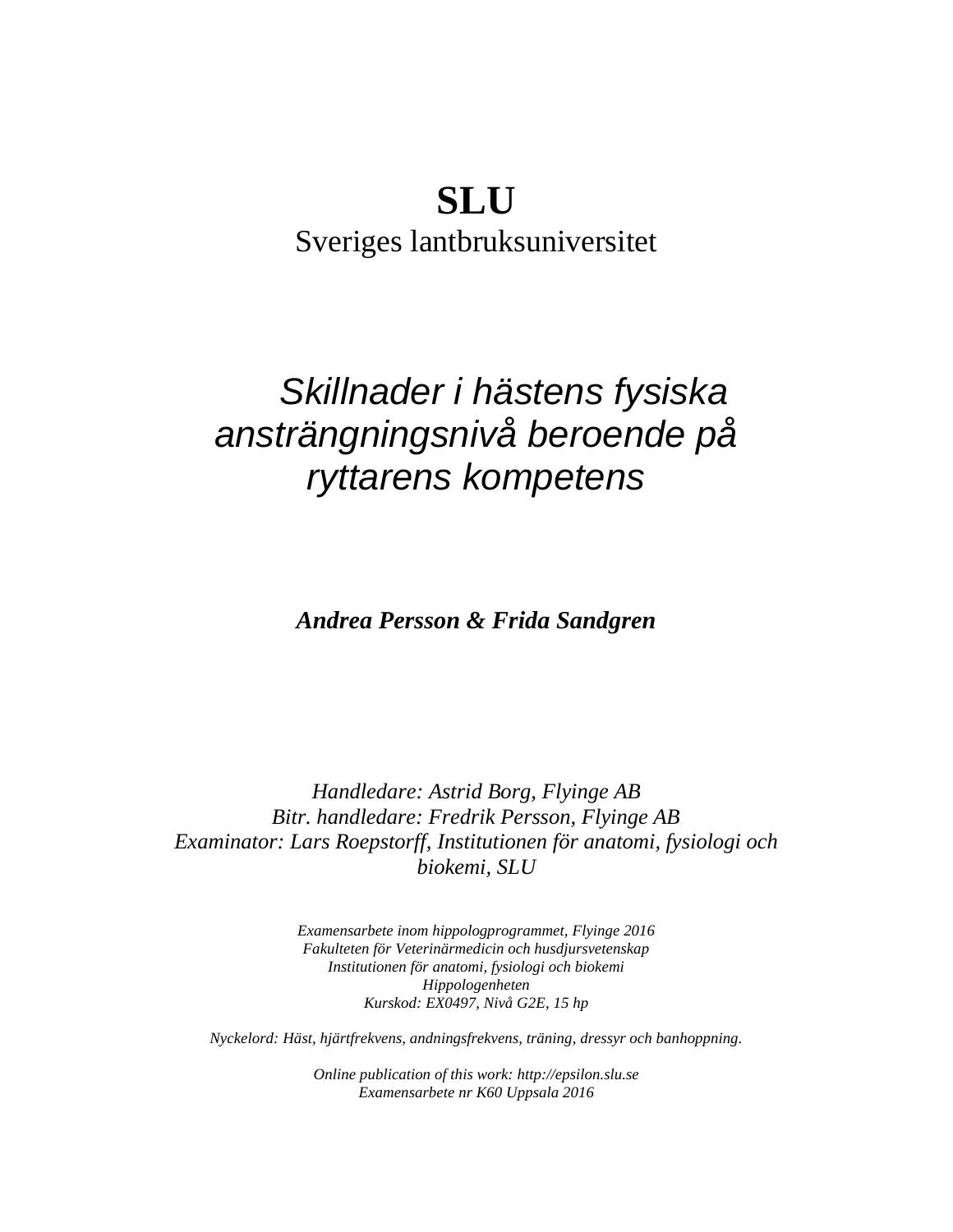**SLU**

Sveriges lantbruksuniversitet

# *Skillnader i hästens fysiska ansträngningsnivå beroende på ryttarens kompetens*

***Andrea Persson & Frida Sandgren***

*Handledare: Astrid Borg, Flyinge AB*
*Bitr. handledare: Fredrik Persson, Flyinge AB*
*Examinator: Lars Roepstorff, Institutionen för anatomi, fysiologi och biokemi, SLU*

*Examensarbete inom hippologprogrammet, Flyinge 2016*
*Fakulteten för Veterinärmedicin och husdjursvetenskap*
*Institutionen för anatomi, fysiologi och biokemi*
*Hippologenheten*
*Kurskod: EX0497, Nivå G2E, 15 hp*

*Nyckelord: Häst, hjärtfrekvens, andningsfrekvens, träning, dressyr och banhoppning.*

*Online publication of this work: http://epsilon.slu.se*
*Examensarbete nr K60 Uppsala 2016*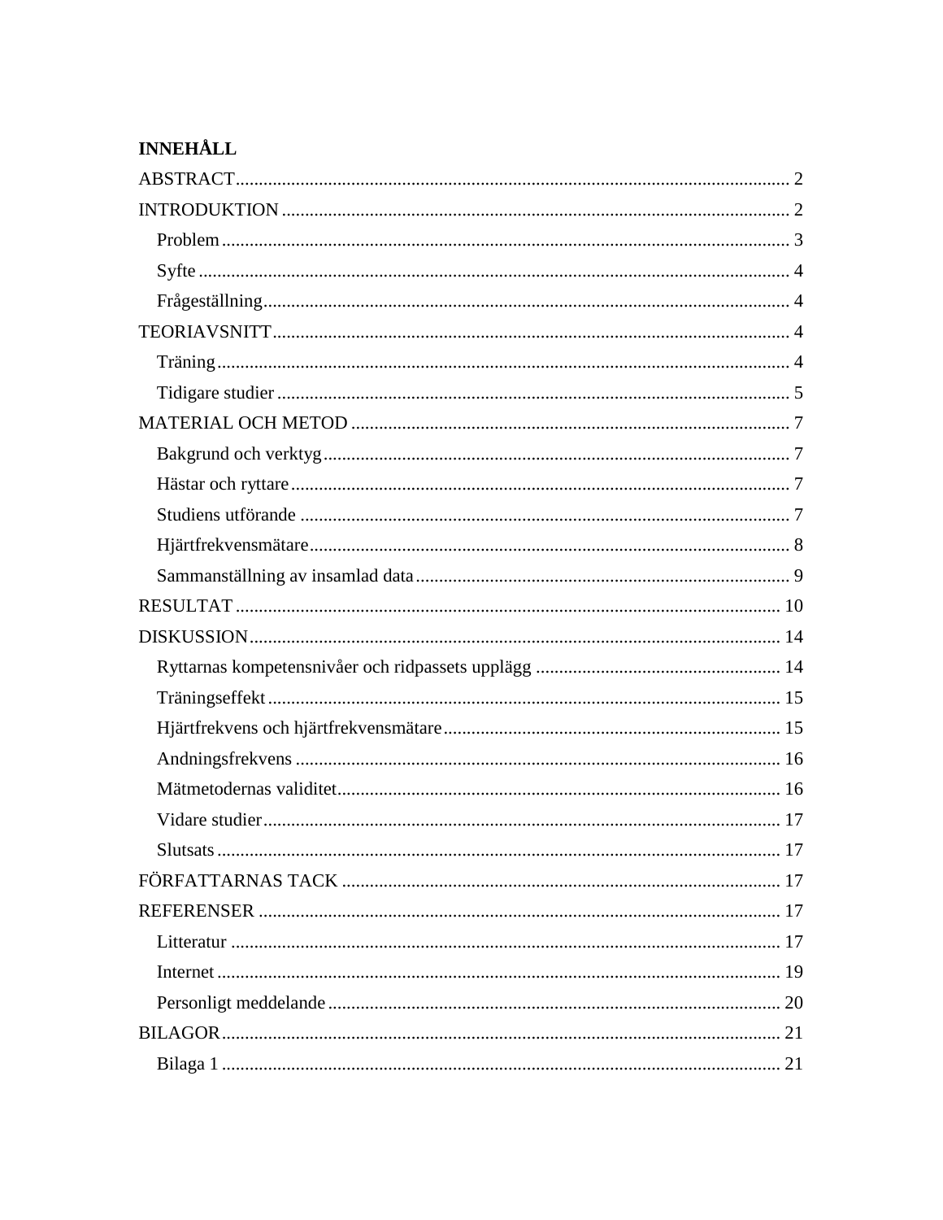**INNEHÅLL**

ABSTRACT ........................................................................................................ 2
INTRODUKTION ............................................................................................... 2
  Problem ....................................................................................................... 3
  Syfte ........................................................................................................... 4
  Frågeställning .............................................................................................. 4
TEORIAVSNITT ................................................................................................. 4
  Träning ........................................................................................................ 4
  Tidigare studier ............................................................................................ 5
MATERIAL OCH METOD .................................................................................. 7
  Bakgrund och verktyg .................................................................................. 7
  Hästar och ryttare ........................................................................................ 7
  Studiens utförande ....................................................................................... 7
  Hjärtfrekvensmätare ..................................................................................... 8
  Sammanställning av insamlad data .............................................................. 9
RESULTAT ........................................................................................................ 10
DISKUSSION ..................................................................................................... 14
  Ryttarnas kompetensnivåer och ridpassets upplägg ..................................... 14
  Träningseffekt ............................................................................................... 15
  Hjärtfrekvens och hjärtfrekvensmätare ......................................................... 15
  Andningsfrekvens ......................................................................................... 16
  Mätmetodernas validitet ................................................................................ 16
  Vidare studier ................................................................................................ 17
  Slutsats ......................................................................................................... 17
FÖRFATTARNAS TACK .................................................................................... 17
REFERENSER .................................................................................................... 17
  Litteratur ....................................................................................................... 17
  Internet ......................................................................................................... 19
  Personligt meddelande .................................................................................. 20
BILAGOR ........................................................................................................... 21
  Bilaga 1 ......................................................................................................... 21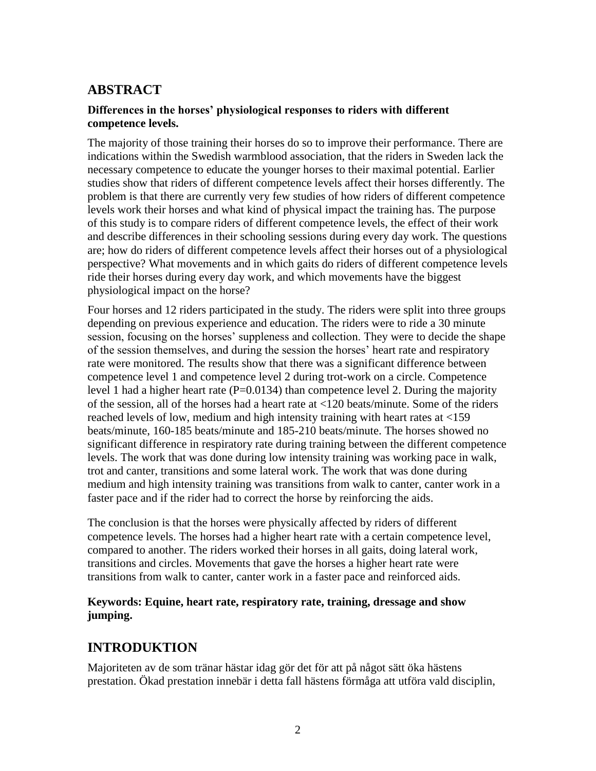## ABSTRACT

**Differences in the horses' physiological responses to riders with different competence levels.**

The majority of those training their horses do so to improve their performance. There are indications within the Swedish warmblood association, that the riders in Sweden lack the necessary competence to educate the younger horses to their maximal potential. Earlier studies show that riders of different competence levels affect their horses differently. The problem is that there are currently very few studies of how riders of different competence levels work their horses and what kind of physical impact the training has. The purpose of this study is to compare riders of different competence levels, the effect of their work and describe differences in their schooling sessions during every day work. The questions are; how do riders of different competence levels affect their horses out of a physiological perspective? What movements and in which gaits do riders of different competence levels ride their horses during every day work, and which movements have the biggest physiological impact on the horse?

Four horses and 12 riders participated in the study. The riders were split into three groups depending on previous experience and education. The riders were to ride a 30 minute session, focusing on the horses' suppleness and collection. They were to decide the shape of the session themselves, and during the session the horses' heart rate and respiratory rate were monitored. The results show that there was a significant difference between competence level 1 and competence level 2 during trot-work on a circle. Competence level 1 had a higher heart rate ($P=0.0134$) than competence level 2. During the majority of the session, all of the horses had a heart rate at <120 beats/minute. Some of the riders reached levels of low, medium and high intensity training with heart rates at <159 beats/minute, 160-185 beats/minute and 185-210 beats/minute. The horses showed no significant difference in respiratory rate during training between the different competence levels. The work that was done during low intensity training was working pace in walk, trot and canter, transitions and some lateral work. The work that was done during medium and high intensity training was transitions from walk to canter, canter work in a faster pace and if the rider had to correct the horse by reinforcing the aids.

The conclusion is that the horses were physically affected by riders of different competence levels. The horses had a higher heart rate with a certain competence level, compared to another. The riders worked their horses in all gaits, doing lateral work, transitions and circles. Movements that gave the horses a higher heart rate were transitions from walk to canter, canter work in a faster pace and reinforced aids.

**Keywords: Equine, heart rate, respiratory rate, training, dressage and show jumping.**

## INTRODUKTION

Majoriteten av de som tränar hästar idag gör det för att på något sätt öka hästens prestation. Ökad prestation innebär i detta fall hästens förmåga att utföra vald disciplin,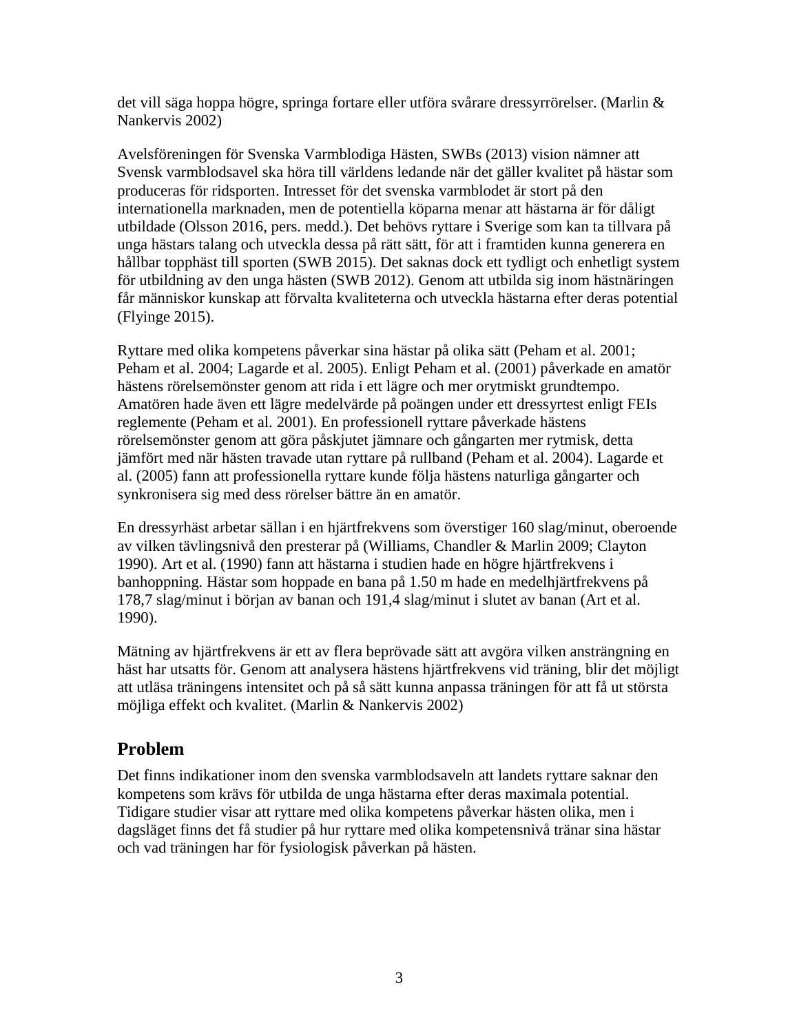det vill säga hoppa högre, springa fortare eller utföra svårare dressyrrörelser. (Marlin & Nankervis 2002)

Avelsföreningen för Svenska Varmblodiga Hästen, SWBs (2013) vision nämner att Svensk varmblodsavel ska höra till världens ledande när det gäller kvalitet på hästar som produceras för ridsporten. Intresset för det svenska varmblodet är stort på den internationella marknaden, men de potentiella köparna menar att hästarna är för dåligt utbildade (Olsson 2016, pers. medd.). Det behövs ryttare i Sverige som kan ta tillvara på unga hästars talang och utveckla dessa på rätt sätt, för att i framtiden kunna generera en hållbar topphäst till sporten (SWB 2015). Det saknas dock ett tydligt och enhetligt system för utbildning av den unga hästen (SWB 2012). Genom att utbilda sig inom hästnäringen får människor kunskap att förvalta kvaliteterna och utveckla hästarna efter deras potential (Flyinge 2015).

Ryttare med olika kompetens påverkar sina hästar på olika sätt (Peham et al. 2001; Peham et al. 2004; Lagarde et al. 2005). Enligt Peham et al. (2001) påverkade en amatör hästens rörelsemönster genom att rida i ett lägre och mer orytmiskt grundtempo. Amatören hade även ett lägre medelvärde på poängen under ett dressyrtest enligt FEIs reglemente (Peham et al. 2001). En professionell ryttare påverkade hästens rörelsemönster genom att göra påskjutet jämnare och gångarten mer rytmisk, detta jämfört med när hästen travade utan ryttare på rullband (Peham et al. 2004). Lagarde et al. (2005) fann att professionella ryttare kunde följa hästens naturliga gångarter och synkronisera sig med dess rörelser bättre än en amatör.

En dressyrhäst arbetar sällan i en hjärtfrekvens som överstiger 160 slag/minut, oberoende av vilken tävlingsnivå den presterar på (Williams, Chandler & Marlin 2009; Clayton 1990). Art et al. (1990) fann att hästarna i studien hade en högre hjärtfrekvens i banhoppning. Hästar som hoppade en bana på 1.50 m hade en medelhjärtfrekvens på 178,7 slag/minut i början av banan och 191,4 slag/minut i slutet av banan (Art et al. 1990).

Mätning av hjärtfrekvens är ett av flera beprövade sätt att avgöra vilken ansträngning en häst har utsatts för. Genom att analysera hästens hjärtfrekvens vid träning, blir det möjligt att utläsa träningens intensitet och på så sätt kunna anpassa träningen för att få ut största möjliga effekt och kvalitet. (Marlin & Nankervis 2002)

## Problem

Det finns indikationer inom den svenska varmblodsaveln att landets ryttare saknar den kompetens som krävs för utbilda de unga hästarna efter deras maximala potential. Tidigare studier visar att ryttare med olika kompetens påverkar hästen olika, men i dagsläget finns det få studier på hur ryttare med olika kompetensnivå tränar sina hästar och vad träningen har för fysiologisk påverkan på hästen.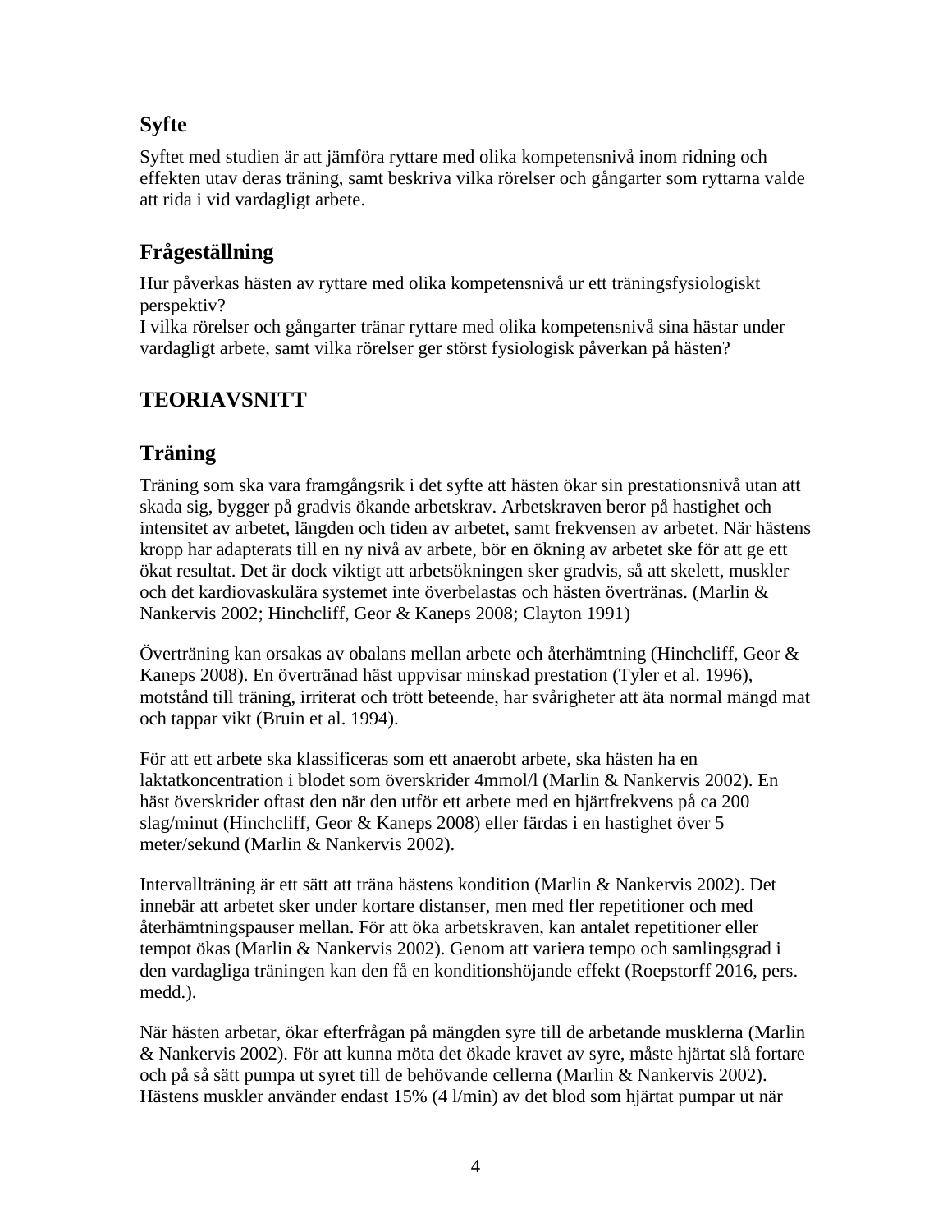## Syfte

Syftet med studien är att jämföra ryttare med olika kompetensnivå inom ridning och effekten utav deras träning, samt beskriva vilka rörelser och gångarter som ryttarna valde att rida i vid vardagligt arbete.

## Frågeställning

Hur påverkas hästen av ryttare med olika kompetensnivå ur ett träningsfysiologiskt perspektiv?
I vilka rörelser och gångarter tränar ryttare med olika kompetensnivå sina hästar under vardagligt arbete, samt vilka rörelser ger störst fysiologisk påverkan på hästen?

# TEORIAVSNITT

## Träning

Träning som ska vara framgångsrik i det syfte att hästen ökar sin prestationsnivå utan att skada sig, bygger på gradvis ökande arbetskrav. Arbetskraven beror på hastighet och intensitet av arbetet, längden och tiden av arbetet, samt frekvensen av arbetet. När hästens kropp har adapterats till en ny nivå av arbete, bör en ökning av arbetet ske för att ge ett ökat resultat. Det är dock viktigt att arbetsökningen sker gradvis, så att skelett, muskler och det kardiovaskulära systemet inte överbelastas och hästen överträna. (Marlin & Nankervis 2002; Hinchcliff, Geor & Kaneps 2008; Clayton 1991)

Överträning kan orsakas av obalans mellan arbete och återhämtning (Hinchcliff, Geor & Kaneps 2008). En övertränad häst uppvisar minskad prestation (Tyler et al. 1996), motstånd till träning, irriterat och trött beteende, har svårigheter att äta normal mängd mat och tappar vikt (Bruin et al. 1994).

För att ett arbete ska klassificeras som ett anaerobt arbete, ska hästen ha en laktatkoncentration i blodet som överskrider 4mmol/l (Marlin & Nankervis 2002). En häst överskrider oftast den när den utför ett arbete med en hjärtfrekvens på ca 200 slag/minut (Hinchcliff, Geor & Kaneps 2008) eller färdas i en hastighet över 5 meter/sekund (Marlin & Nankervis 2002).

Intervallträning är ett sätt att träna hästens kondition (Marlin & Nankervis 2002). Det innebär att arbetet sker under kortare distanser, men med fler repetitioner och med återhämtningspauser mellan. För att öka arbetskraven, kan antalet repetitioner eller tempot ökas (Marlin & Nankervis 2002). Genom att variera tempo och samlingsgrad i den vardagliga träningen kan den få en konditionshöjande effekt (Roepstorff 2016, pers. medd.).

När hästen arbetar, ökar efterfrågan på mängden syre till de arbetande musklerna (Marlin & Nankervis 2002). För att kunna möta det ökade kravet av syre, måste hjärtat slå fortare och på så sätt pumpa ut syret till de behövande cellerna (Marlin & Nankervis 2002). Hästens muskler använder endast 15% (4 l/min) av det blod som hjärtat pumpar ut när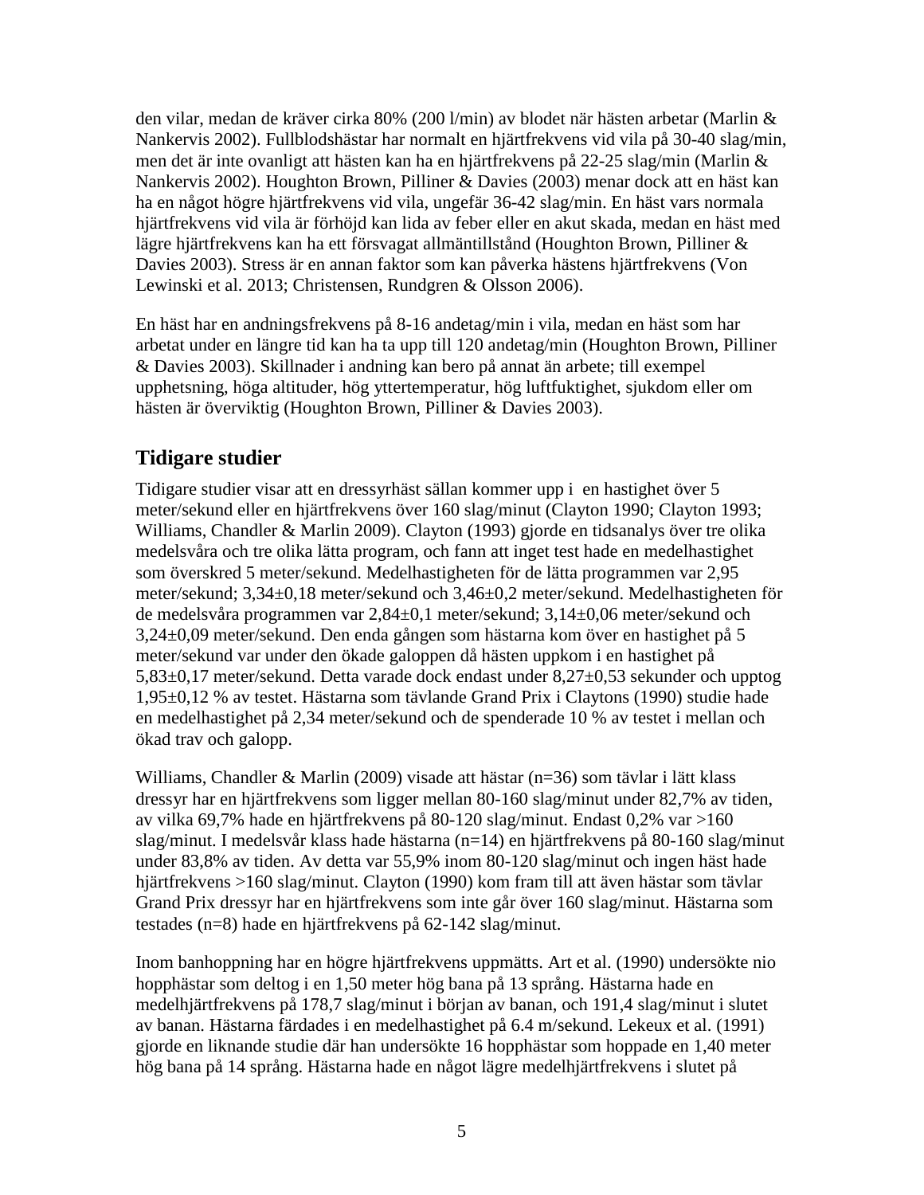den vilar, medan de kräver cirka 80% (200 l/min) av blodet när hästen arbetar (Marlin & Nankervis 2002). Fullblodshästar har normalt en hjärtfrekvens vid vila på 30-40 slag/min, men det är inte ovanligt att hästen kan ha en hjärtfrekvens på 22-25 slag/min (Marlin & Nankervis 2002). Houghton Brown, Pilliner & Davies (2003) menar dock att en häst kan ha en något högre hjärtfrekvens vid vila, ungefär 36-42 slag/min. En häst vars normala hjärtfrekvens vid vila är förhöjd kan lida av feber eller en akut skada, medan en häst med lägre hjärtfrekvens kan ha ett försvagat allmäntillstånd (Houghton Brown, Pilliner & Davies 2003). Stress är en annan faktor som kan påverka hästens hjärtfrekvens (Von Lewinski et al. 2013; Christensen, Rundgren & Olsson 2006).

En häst har en andningsfrekvens på 8-16 andetag/min i vila, medan en häst som har arbetat under en längre tid kan ha ta upp till 120 andetag/min (Houghton Brown, Pilliner & Davies 2003). Skillnader i andning kan bero på annat än arbete; till exempel upphetsning, höga altituder, hög yttertemperatur, hög luftfuktighet, sjukdom eller om hästen är överviktig (Houghton Brown, Pilliner & Davies 2003).

## Tidigare studier

Tidigare studier visar att en dressyrhäst sällan kommer upp i en hastighet över 5 meter/sekund eller en hjärtfrekvens över 160 slag/minut (Clayton 1990; Clayton 1993; Williams, Chandler & Marlin 2009). Clayton (1993) gjorde en tidsanalys över tre olika medelsvåra och tre olika lätta program, och fann att inget test hade en medelhastighet som överskred 5 meter/sekund. Medelhastigheten för de lätta programmen var 2,95 meter/sekund; 3,34±0,18 meter/sekund och 3,46±0,2 meter/sekund. Medelhastigheten för de medelsvåra programmen var 2,84±0,1 meter/sekund; 3,14±0,06 meter/sekund och 3,24±0,09 meter/sekund. Den enda gången som hästarna kom över en hastighet på 5 meter/sekund var under den ökade galoppen då hästen uppkom i en hastighet på 5,83±0,17 meter/sekund. Detta varade dock endast under 8,27±0,53 sekunder och upptog 1,95±0,12 % av testet. Hästarna som tävlande Grand Prix i Claytons (1990) studie hade en medelhastighet på 2,34 meter/sekund och de spenderade 10 % av testet i mellan och ökad trav och galopp.

Williams, Chandler & Marlin (2009) visade att hästar (n=36) som tävlar i lätt klass dressyr har en hjärtfrekvens som ligger mellan 80-160 slag/minut under 82,7% av tiden, av vilka 69,7% hade en hjärtfrekvens på 80-120 slag/minut. Endast 0,2% var >160 slag/minut. I medelsvår klass hade hästarna (n=14) en hjärtfrekvens på 80-160 slag/minut under 83,8% av tiden. Av detta var 55,9% inom 80-120 slag/minut och ingen häst hade hjärtfrekvens >160 slag/minut. Clayton (1990) kom fram till att även hästar som tävlar Grand Prix dressyr har en hjärtfrekvens som inte går över 160 slag/minut. Hästarna som testades (n=8) hade en hjärtfrekvens på 62-142 slag/minut.

Inom banhoppning har en högre hjärtfrekvens uppmätts. Art et al. (1990) undersökte nio hopphästar som deltog i en 1,50 meter hög bana på 13 språng. Hästarna hade en medelhjärtfrekvens på 178,7 slag/minut i början av banan, och 191,4 slag/minut i slutet av banan. Hästarna färdades i en medelhastighet på 6.4 m/sekund. Lekeux et al. (1991) gjorde en liknande studie där han undersökte 16 hopphästar som hoppade en 1,40 meter hög bana på 14 språng. Hästarna hade en något lägre medelhjärtfrekvens i slutet på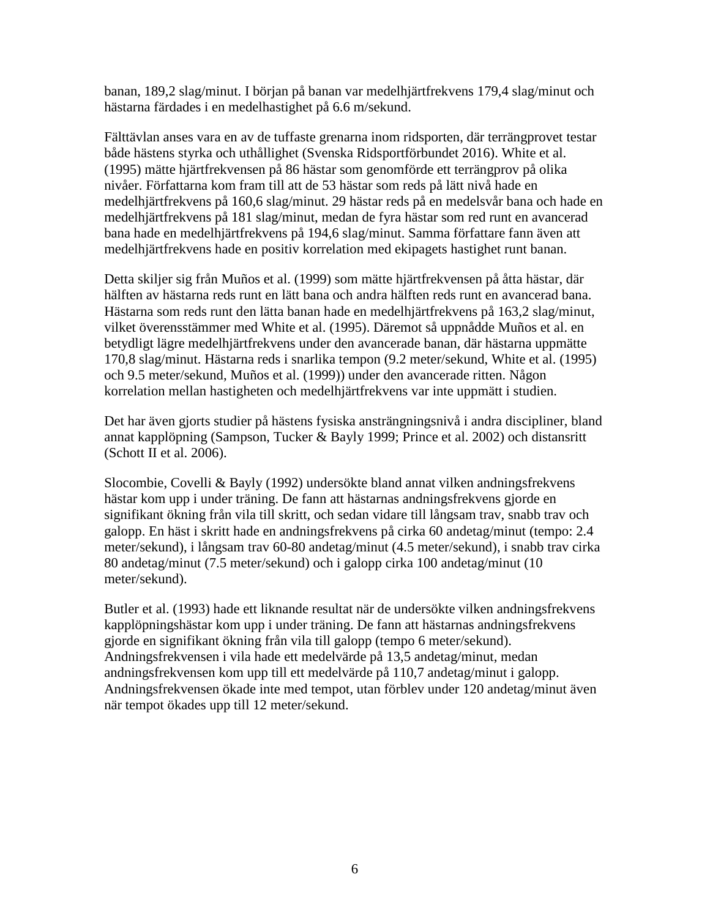banan, 189,2 slag/minut. I början på banan var medelhjärtfrekvens 179,4 slag/minut och hästarna färdades i en medelhastighet på 6.6 m/sekund.

Fälttävlan anses vara en av de tuffaste grenarna inom ridsporten, där terrängprovet testar både hästens styrka och uthållighet (Svenska Ridsportförbundet 2016). White et al. (1995) mätte hjärtfrekvensen på 86 hästar som genomförde ett terrängprov på olika nivåer. Författarna kom fram till att de 53 hästar som reds på lätt nivå hade en medelhjärtfrekvens på 160,6 slag/minut. 29 hästar reds på en medelsvår bana och hade en medelhjärtfrekvens på 181 slag/minut, medan de fyra hästar som red runt en avancerad bana hade en medelhjärtfrekvens på 194,6 slag/minut. Samma författare fann även att medelhjärtfrekvens hade en positiv korrelation med ekipagets hastighet runt banan.

Detta skiljer sig från Muños et al. (1999) som mätte hjärtfrekvensen på åtta hästar, där hälften av hästarna reds runt en lätt bana och andra hälften reds runt en avancerad bana. Hästarna som reds runt den lätta banan hade en medelhjärtfrekvens på 163,2 slag/minut, vilket överensstämmer med White et al. (1995). Däremot så uppnådde Muños et al. en betydligt lägre medelhjärtfrekvens under den avancerade banan, där hästarna uppmätte 170,8 slag/minut. Hästarna reds i snarlika tempon (9.2 meter/sekund, White et al. (1995) och 9.5 meter/sekund, Muños et al. (1999)) under den avancerade ritten. Någon korrelation mellan hastigheten och medelhjärtfrekvens var inte uppmätt i studien.

Det har även gjorts studier på hästens fysiska ansträngningsnivå i andra discipliner, bland annat kapplöpning (Sampson, Tucker & Bayly 1999; Prince et al. 2002) och distansritt (Schott II et al. 2006).

Slocombie, Covelli & Bayly (1992) undersökte bland annat vilken andningsfrekvens hästar kom upp i under träning. De fann att hästarnas andningsfrekvens gjorde en signifikant ökning från vila till skritt, och sedan vidare till långsam trav, snabb trav och galopp. En häst i skritt hade en andningsfrekvens på cirka 60 andetag/minut (tempo: 2.4 meter/sekund), i långsam trav 60-80 andetag/minut (4.5 meter/sekund), i snabb trav cirka 80 andetag/minut (7.5 meter/sekund) och i galopp cirka 100 andetag/minut (10 meter/sekund).

Butler et al. (1993) hade ett liknande resultat när de undersökte vilken andningsfrekvens kapplöpningshästar kom upp i under träning. De fann att hästarnas andningsfrekvens gjorde en signifikant ökning från vila till galopp (tempo 6 meter/sekund). Andningsfrekvensen i vila hade ett medelvärde på 13,5 andetag/minut, medan andningsfrekvensen kom upp till ett medelvärde på 110,7 andetag/minut i galopp. Andningsfrekvensen ökade inte med tempot, utan förblev under 120 andetag/minut även när tempot ökades upp till 12 meter/sekund.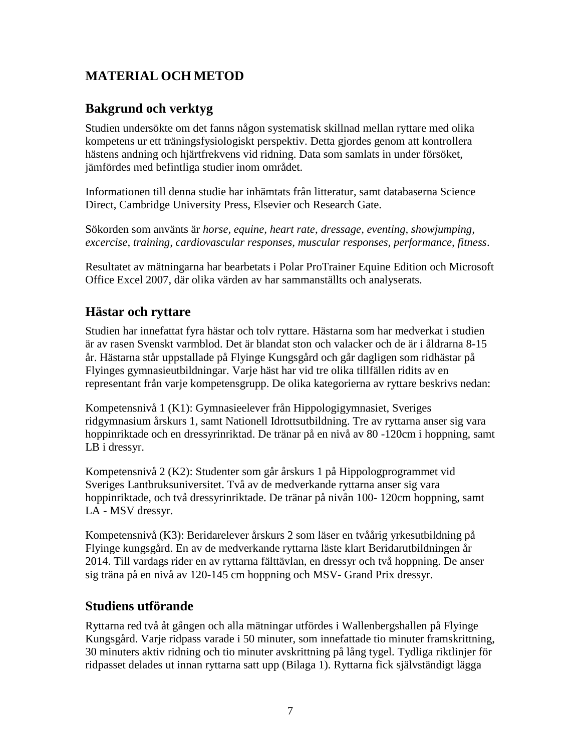# MATERIAL OCH METOD

## Bakgrund och verktyg

Studien undersökte om det fanns någon systematisk skillnad mellan ryttare med olika kompetens ur ett träningsfysiologiskt perspektiv. Detta gjordes genom att kontrollera hästens andning och hjärtfrekvens vid ridning. Data som samlats in under försöket, jämfördes med befintliga studier inom området.

Informationen till denna studie har inhämtats från litteratur, samt databaserna Science Direct, Cambridge University Press, Elsevier och Research Gate.

Sökorden som använts är *horse, equine, heart rate, dressage, eventing, showjumping, excercise, training, cardiovascular responses, muscular responses, performance, fitness*.

Resultatet av mätningarna har bearbetats i Polar ProTrainer Equine Edition och Microsoft Office Excel 2007, där olika värden av har sammanställts och analyserats.

## Hästar och ryttare

Studien har innefattat fyra hästar och tolv ryttare. Hästarna som har medverkat i studien är av rasen Svenskt varmblod. Det är blandat ston och valacker och de är i åldrarna 8-15 år. Hästarna står uppstallade på Flyinge Kungsgård och går dagligen som ridhästar på Flyinges gymnasieutbildningar. Varje häst har vid tre olika tillfällen ridits av en representant från varje kompetensgrupp. De olika kategorierna av ryttare beskrivs nedan:

Kompetensnivå 1 (K1): Gymnasieelever från Hippologigymnasiet, Sveriges ridgymnasium årskurs 1, samt Nationell Idrottsutbildning. Tre av ryttarna anser sig vara hoppinriktade och en dressyrinriktad. De tränar på en nivå av 80 -120cm i hoppning, samt LB i dressyr.

Kompetensnivå 2 (K2): Studenter som går årskurs 1 på Hippologprogrammet vid Sveriges Lantbruksuniversitet. Två av de medverkande ryttarna anser sig vara hoppinriktade, och två dressyrinriktade. De tränar på nivån 100- 120cm hoppning, samt LA - MSV dressyr.

Kompetensnivå (K3): Beridarelever årskurs 2 som läser en tvåårig yrkesutbildning på Flyinge kungsgård. En av de medverkande ryttarna läste klart Beridarutbildningen år 2014. Till vardags rider en av ryttarna fälttävlan, en dressyr och två hoppning. De anser sig träna på en nivå av 120-145 cm hoppning och MSV- Grand Prix dressyr.

## Studiens utförande

Ryttarna red två åt gången och alla mätningar utfördes i Wallenbergshallen på Flyinge Kungsgård. Varje ridpass varade i 50 minuter, som innefattade tio minuter framskrittning, 30 minuters aktiv ridning och tio minuter avskrittning på lång tygel. Tydliga riktlinjer för ridpasset delades ut innan ryttarna satt upp (Bilaga 1). Ryttarna fick självständigt lägga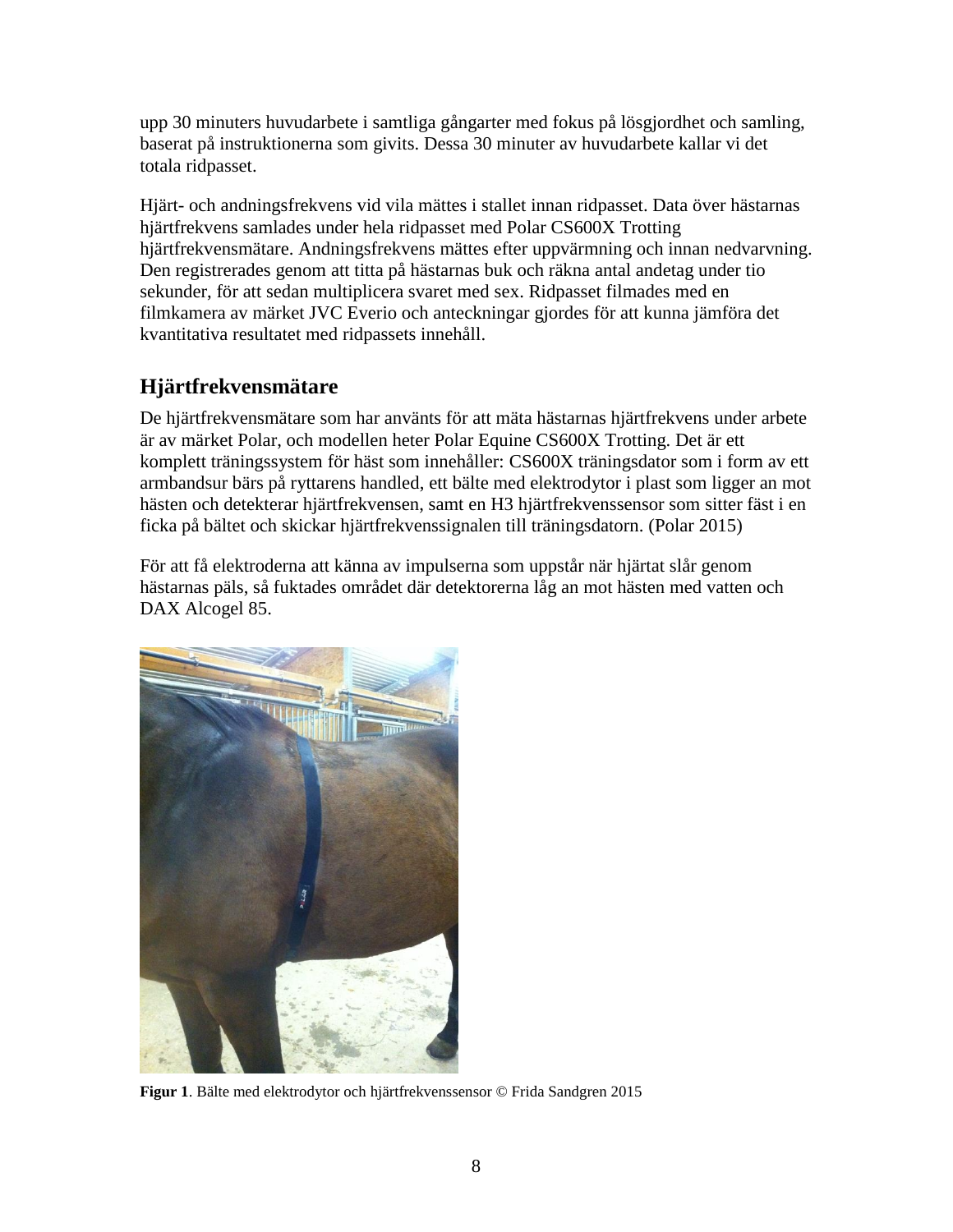upp 30 minuters huvudarbete i samtliga gångarter med fokus på lösgjordhet och samling, baserat på instruktionerna som givits. Dessa 30 minuter av huvudarbete kallar vi det totala ridpasset.

Hjärt- och andningsfrekvens vid vila mättes i stallet innan ridpasset. Data över hästarnas hjärtfrekvens samlades under hela ridpasset med Polar CS600X Trotting hjärtfrekvensmätare. Andningsfrekvens mättes efter uppvärmning och innan nedvarvning. Den registrerades genom att titta på hästarnas buk och räkna antal andetag under tio sekunder, för att sedan multiplicera svaret med sex. Ridpasset filmades med en filmkamera av märket JVC Everio och anteckningar gjordes för att kunna jämföra det kvantitativa resultatet med ridpassets innehåll.

## Hjärtfrekvensmätare

De hjärtfrekvensmätare som har använts för att mäta hästarnas hjärtfrekvens under arbete är av märket Polar, och modellen heter Polar Equine CS600X Trotting. Det är ett komplett träningssystem för häst som innehåller: CS600X träningsdator som i form av ett armbandsur bärs på ryttarens handled, ett bälte med elektrodytor i plast som ligger an mot hästen och detekterar hjärtfrekvensen, samt en H3 hjärtfrekvenssensor som sitter fäst i en ficka på bältet och skickar hjärtfrekvenssignalen till träningsdatorn. (Polar 2015)

För att få elektroderna att känna av impulserna som uppstår när hjärtat slår genom hästarnas päls, så fuktades området där detektorerna låg an mot hästen med vatten och DAX Alcogel 85.

**Figur 1**. Bälte med elektrodytor och hjärtfrekvenssensor © Frida Sandgren 2015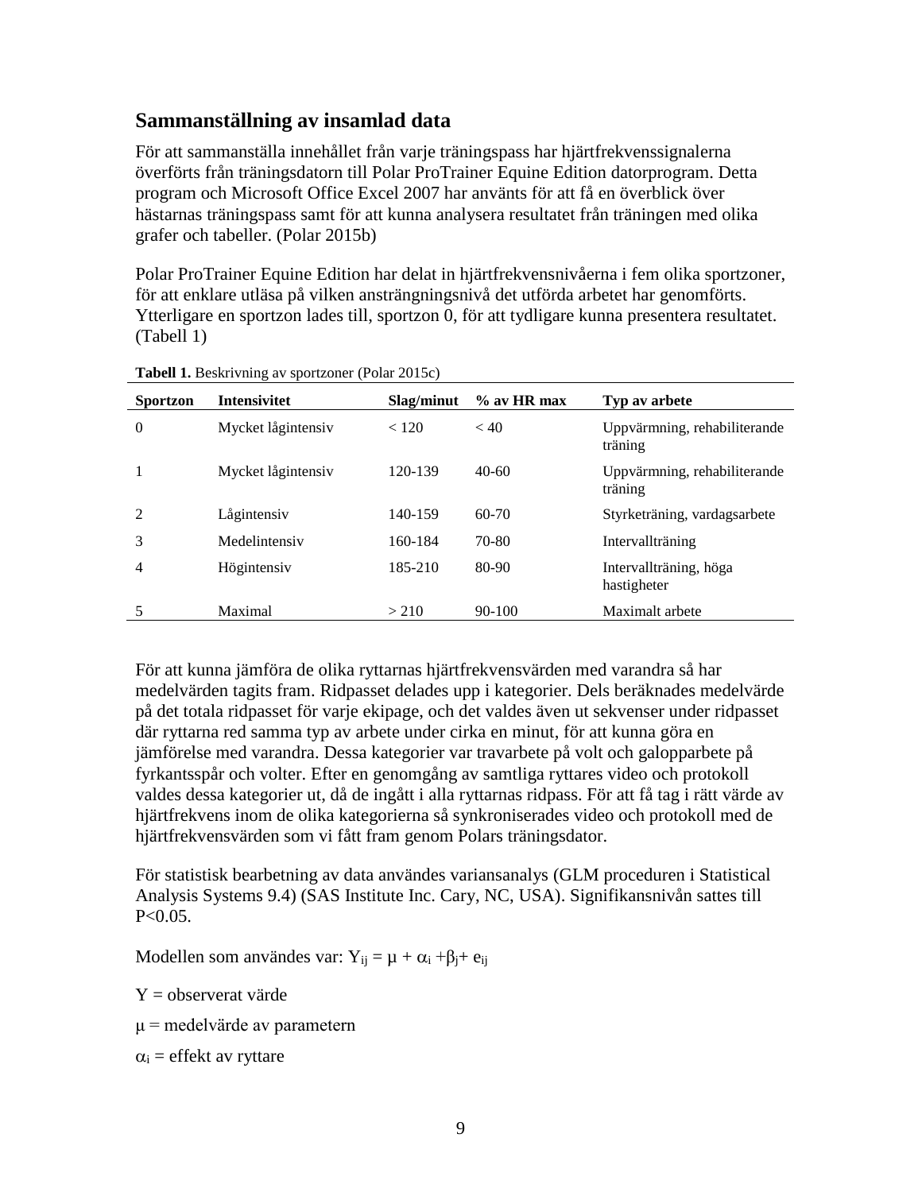## Sammanställning av insamlad data

För att sammanställa innehållet från varje träningspass har hjärtfrekvenssignalerna överförts från träningsdatorn till Polar ProTrainer Equine Edition datorprogram. Detta program och Microsoft Office Excel 2007 har använts för att få en överblick över hästarnas träningspass samt för att kunna analysera resultatet från träningen med olika grafer och tabeller. (Polar 2015b)

Polar ProTrainer Equine Edition har delat in hjärtfrekvensnivåerna i fem olika sportzoner, för att enklare utläsa på vilken ansträngningsnivå det utförda arbetet har genomförts. Ytterligare en sportzon lades till, sportzon 0, för att tydligare kunna presentera resultatet. (Tabell 1)

**Tabell 1.** Beskrivning av sportzoner (Polar 2015c)

| Sportzon | Intensivitet | Slag/minut | % av HR max | Typ av arbete |
|---|---|---|---|---|
| 0 | Mycket lågintensiv | < 120 | < 40 | Uppvärmning, rehabiliterande träning |
| 1 | Mycket lågintensiv | 120-139 | 40-60 | Uppvärmning, rehabiliterande träning |
| 2 | Lågintensiv | 140-159 | 60-70 | Styrketräning, vardagsarbete |
| 3 | Medelintensiv | 160-184 | 70-80 | Intervallträning |
| 4 | Högintensiv | 185-210 | 80-90 | Intervallträning, höga hastigheter |
| 5 | Maximal | > 210 | 90-100 | Maximalt arbete |

För att kunna jämföra de olika ryttarnas hjärtfrekvensvärden med varandra så har medelvärden tagits fram. Ridpasset delades upp i kategorier. Dels beräknades medelvärde på det totala ridpasset för varje ekipage, och det valdes även ut sekvenser under ridpasset där ryttarna red samma typ av arbete under cirka en minut, för att kunna göra en jämförelse med varandra. Dessa kategorier var travarbete på volt och galopparbete på fyrkantsspår och volter. Efter en genomgång av samtliga ryttares video och protokoll valdes dessa kategorier ut, då de ingått i alla ryttarnas ridpass. För att få tag i rätt värde av hjärtfrekvens inom de olika kategorierna så synkroniserades video och protokoll med de hjärtfrekvensvärden som vi fått fram genom Polars träningsdator.

För statistisk bearbetning av data användes variansanalys (GLM proceduren i Statistical Analysis Systems 9.4) (SAS Institute Inc. Cary, NC, USA). Signifikansnivån sattes till $P<0.05$.

Modellen som användes var: $Y_{ij} = \mu + \alpha_i + \beta_j + e_{ij}$

$Y$ = observerat värde

$\mu$ = medelvärde av parametern

$\alpha_i$ = effekt av ryttare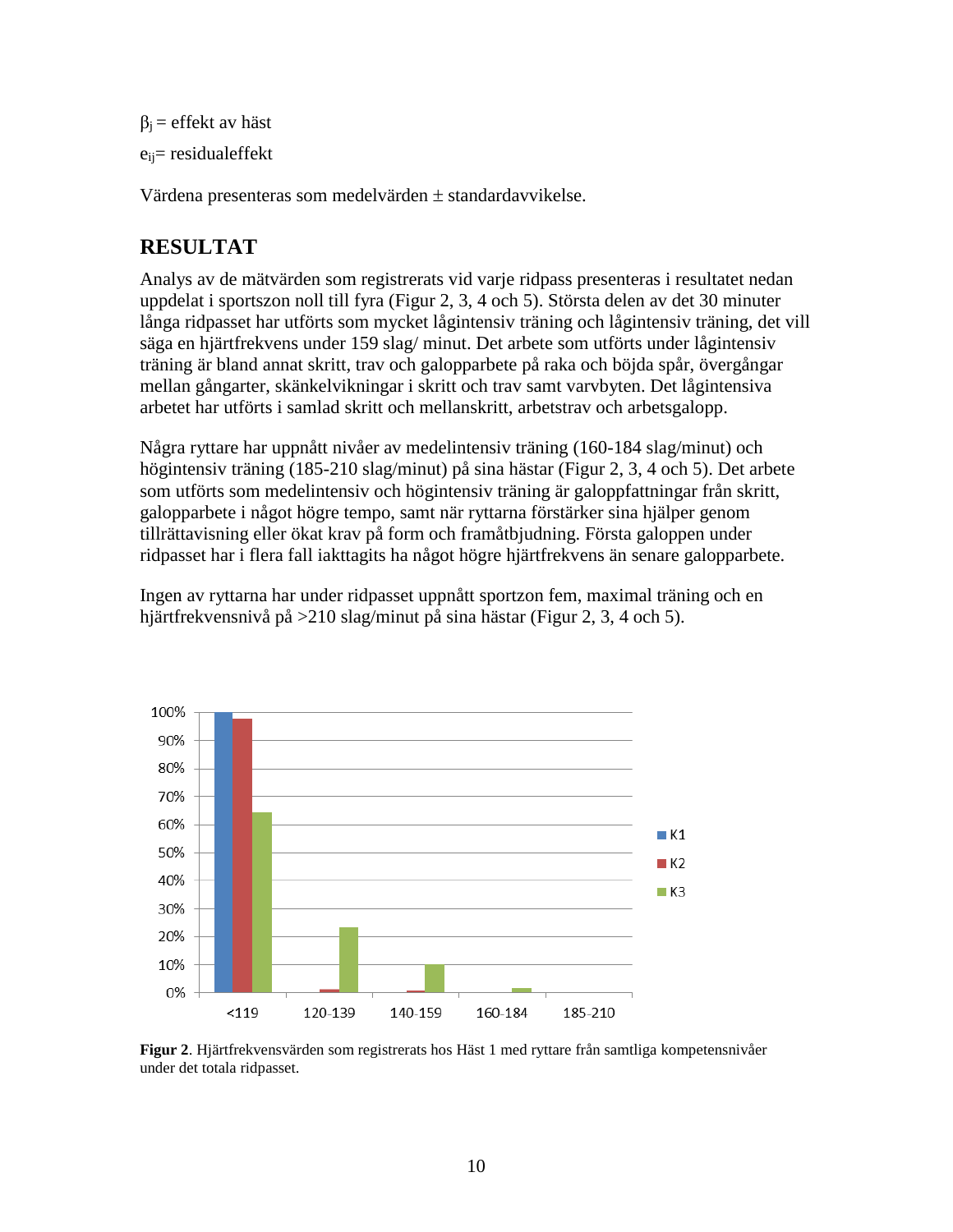$\beta_j$ = effekt av häst

$e_{ij}$= residualeffekt

Värdena presenteras som medelvärden ± standardavvikelse.

## RESULTAT

Analys av de mätvärden som registrerats vid varje ridpass presenteras i resultatet nedan uppdelat i sportszon noll till fyra (Figur 2, 3, 4 och 5). Största delen av det 30 minuter långa ridpasset har utförts som mycket lågintensiv träning och lågintensiv träning, det vill säga en hjärtfrekvens under 159 slag/ minut. Det arbete som utförts under lågintensiv träning är bland annat skritt, trav och galopparbete på raka och böjda spår, övergångar mellan gångarter, skänkelvikningar i skritt och trav samt varvbyten. Det lågintensiva arbetet har utförts i samlad skritt och mellanskritt, arbetstrav och arbetsgalopp.

Några ryttare har uppnått nivåer av medelintensiv träning (160-184 slag/minut) och högintensiv träning (185-210 slag/minut) på sina hästar (Figur 2, 3, 4 och 5). Det arbete som utförts som medelintensiv och högintensiv träning är galoppfattningar från skritt, galopparbete i något högre tempo, samt när ryttarna förstärker sina hjälper genom tillrättavisning eller ökat krav på form och framåtbjudning. Första galoppen under ridpasset har i flera fall iakttagits ha något högre hjärtfrekvens än senare galopparbete.

Ingen av ryttarna har under ridpasset uppnått sportzon fem, maximal träning och en hjärtfrekvensnivå på >210 slag/minut på sina hästar (Figur 2, 3, 4 och 5).

**Figur 2**. Hjärtfrekvensvärden som registrerats hos Häst 1 med ryttare från samtliga kompetensnivåer under det totala ridpasset.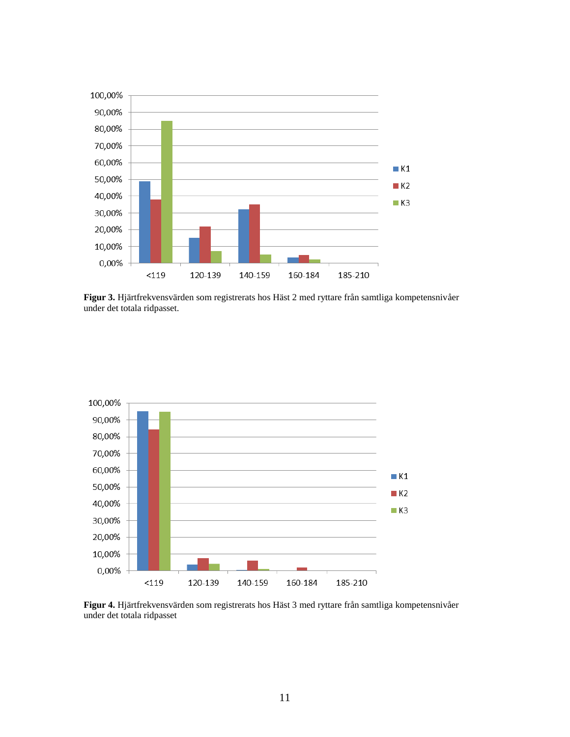Figur 3. Hjärtfrekvensvärden som registrerats hos Häst 2 med ryttare från samtliga kompetensnivåer under det totala ridpasset.

Figur 4. Hjärtfrekvensvärden som registrerats hos Häst 3 med ryttare från samtliga kompetensnivåer under det totala ridpasset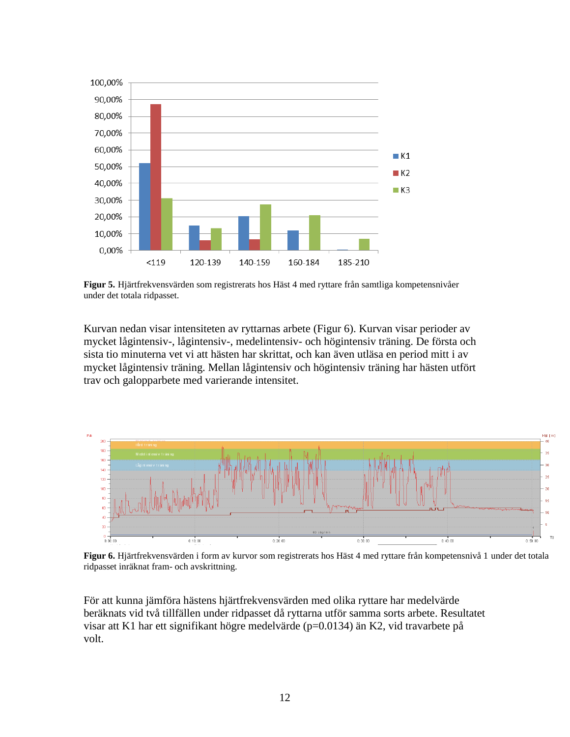**Figur 5.** Hjärtfrekvensvärden som registrerats hos Häst 4 med ryttare från samtliga kompetensnivåer under det totala ridpasset.

Kurvan nedan visar intensiteten av ryttarnas arbete (Figur 6). Kurvan visar perioder av mycket lågintensiv-, lågintensiv-, medelintensiv- och högintensiv träning. De första och sista tio minuterna vet vi att hästen har skrittat, och kan även utläsa en period mitt i av mycket lågintensiv träning. Mellan lågintensiv och högintensiv träning har hästen utfört trav och galopparbete med varierande intensitet.

**Figur 6.** Hjärtfrekvensvärden i form av kurvor som registrerats hos Häst 4 med ryttare från kompetensnivå 1 under det totala ridpasset inräknat fram- och avskrittning.

För att kunna jämföra hästens hjärtfrekvensvärden med olika ryttare har medelvärde beräknats vid två tillfällen under ridpasset då ryttarna utför samma sorts arbete. Resultatet visar att K1 har ett signifikant högre medelvärde (p=0.0134) än K2, vid travarbete på volt.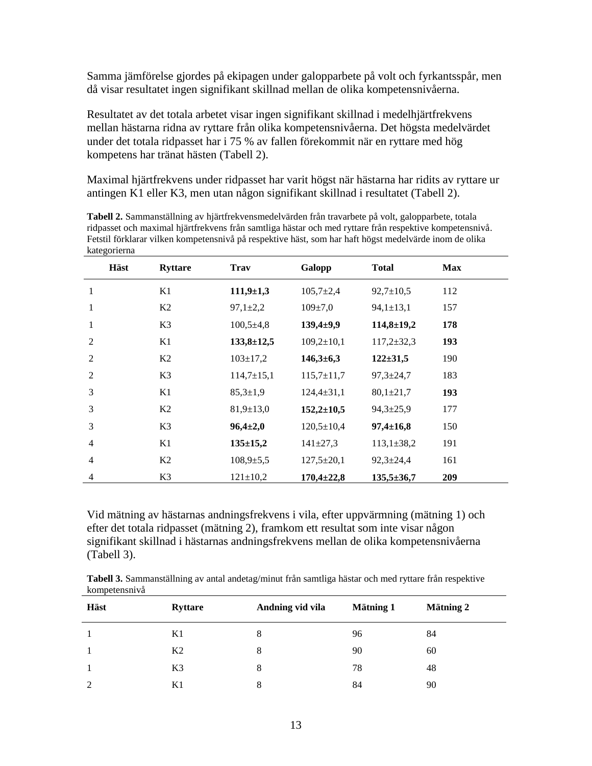Samma jämförelse gjordes på ekipagen under galopparbete på volt och fyrkantsspår, men då visar resultatet ingen signifikant skillnad mellan de olika kompetensnivåerna.

Resultatet av det totala arbetet visar ingen signifikant skillnad i medelhjärtfrekvens mellan hästarna ridna av ryttare från olika kompetensnivåerna. Det högsta medelvärdet under det totala ridpasset har i 75 % av fallen förekommit när en ryttare med hög kompetens har tränat hästen (Tabell 2).

Maximal hjärtfrekvens under ridpasset har varit högst när hästarna har ridits av ryttare ur antingen K1 eller K3, men utan någon signifikant skillnad i resultatet (Tabell 2).

**Tabell 2.** Sammanställning av hjärtfrekvensmedelvärden från travarbete på volt, galopparbete, totala ridpasset och maximal hjärtfrekvens från samtliga hästar och med ryttare från respektive kompetensnivå. Fetstil förklarar vilken kompetensnivå på respektive häst, som har haft högst medelvärde inom de olika kategorierna

| Häst | Ryttare | Trav | Galopp | Total | Max |
|---|---|---|---|---|---|
| 1 | K1 | **111,9±1,3** | 105,7±2,4 | 92,7±10,5 | 112 |
| 1 | K2 | 97,1±2,2 | 109±7,0 | 94,1±13,1 | 157 |
| 1 | K3 | 100,5±4,8 | **139,4±9,9** | **114,8±19,2** | **178** |
| 2 | K1 | **133,8±12,5** | 109,2±10,1 | 117,2±32,3 | **193** |
| 2 | K2 | 103±17,2 | **146,3±6,3** | **122±31,5** | 190 |
| 2 | K3 | 114,7±15,1 | 115,7±11,7 | 97,3±24,7 | 183 |
| 3 | K1 | 85,3±1,9 | 124,4±31,1 | 80,1±21,7 | **193** |
| 3 | K2 | 81,9±13,0 | **152,2±10,5** | 94,3±25,9 | 177 |
| 3 | K3 | **96,4±2,0** | 120,5±10,4 | **97,4±16,8** | 150 |
| 4 | K1 | **135±15,2** | 141±27,3 | 113,1±38,2 | 191 |
| 4 | K2 | 108,9±5,5 | 127,5±20,1 | 92,3±24,4 | 161 |
| 4 | K3 | 121±10,2 | **170,4±22,8** | **135,5±36,7** | **209** |

Vid mätning av hästarnas andningsfrekvens i vila, efter uppvärmning (mätning 1) och efter det totala ridpasset (mätning 2), framkom ett resultat som inte visar någon signifikant skillnad i hästarnas andningsfrekvens mellan de olika kompetensnivåerna (Tabell 3).

**Tabell 3.** Sammanställning av antal andetag/minut från samtliga hästar och med ryttare från respektive kompetensnivå

| Häst | Ryttare | Andning vid vila | Mätning 1 | Mätning 2 |
|---|---|---|---|---|
| 1 | K1 | 8 | 96 | 84 |
| 1 | K2 | 8 | 90 | 60 |
| 1 | K3 | 8 | 78 | 48 |
| 2 | K1 | 8 | 84 | 90 |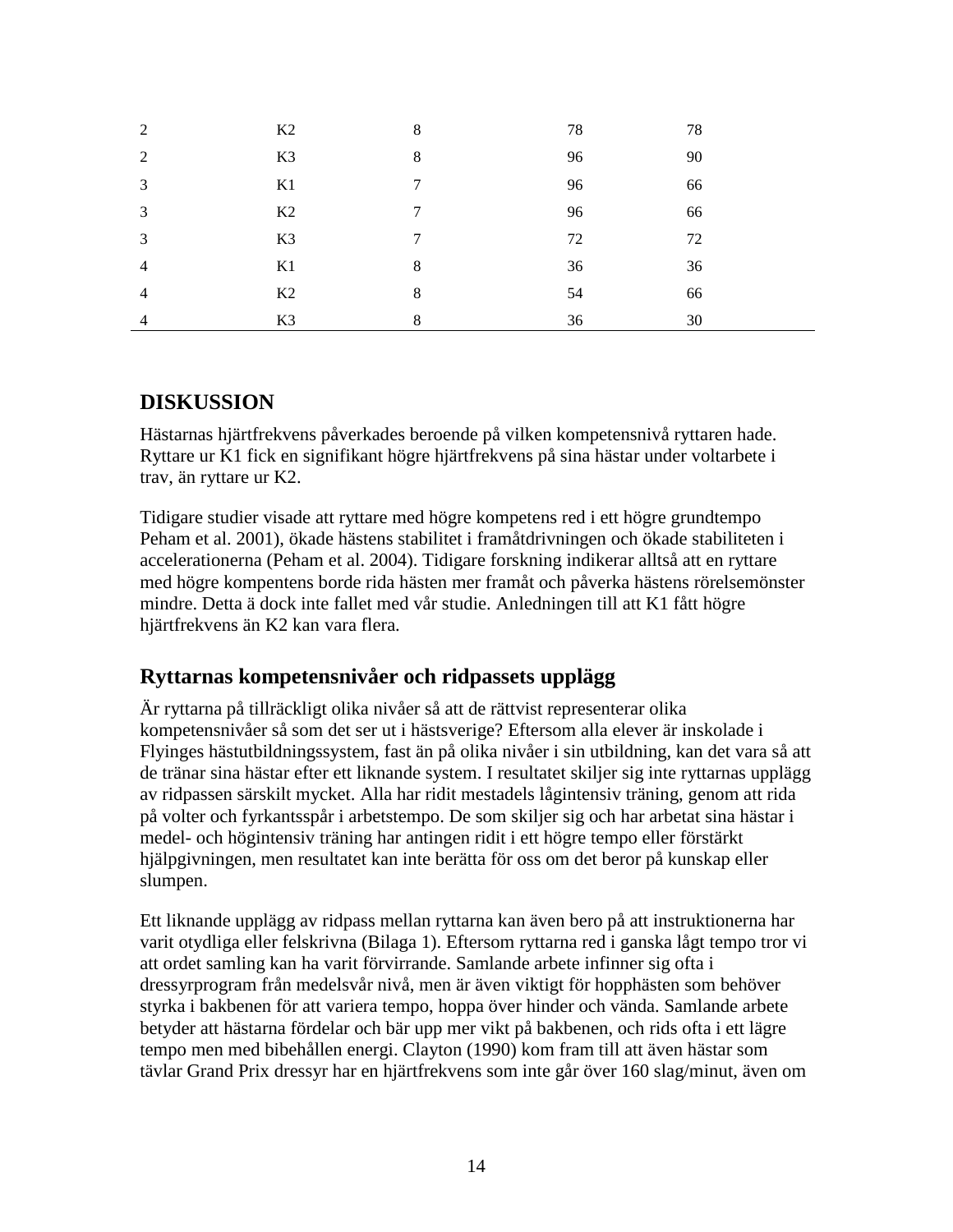| | | | | |
|---|---|---|---|---|
| 2 | K2 | 8 | 78 | 78 |
| 2 | K3 | 8 | 96 | 90 |
| 3 | K1 | 7 | 96 | 66 |
| 3 | K2 | 7 | 96 | 66 |
| 3 | K3 | 7 | 72 | 72 |
| 4 | K1 | 8 | 36 | 36 |
| 4 | K2 | 8 | 54 | 66 |
| 4 | K3 | 8 | 36 | 30 |

## DISKUSSION

Hästarnas hjärtfrekvens påverkades beroende på vilken kompetensnivå ryttaren hade. Ryttare ur K1 fick en signifikant högre hjärtfrekvens på sina hästar under voltarbete i trav, än ryttare ur K2.

Tidigare studier visade att ryttare med högre kompetens red i ett högre grundtempo Peham et al. 2001), ökade hästens stabilitet i framåtdrivningen och ökade stabiliteten i accelerationerna (Peham et al. 2004). Tidigare forskning indikerar alltså att en ryttare med högre kompentens borde rida hästen mer framåt och påverka hästens rörelsemönster mindre. Detta ä dock inte fallet med vår studie. Anledningen till att K1 fått högre hjärtfrekvens än K2 kan vara flera.

### Ryttarnas kompetensnivåer och ridpassets upplägg

Är ryttarna på tillräckligt olika nivåer så att de rättvist representerar olika kompetensnivåer så som det ser ut i hästsverige? Eftersom alla elever är inskolade i Flyinges hästutbildningssystem, fast än på olika nivåer i sin utbildning, kan det vara så att de tränar sina hästar efter ett liknande system. I resultatet skiljer sig inte ryttarnas upplägg av ridpassen särskilt mycket. Alla har ridit mestadels lågintensiv träning, genom att rida på volter och fyrkantsspår i arbetstempo. De som skiljer sig och har arbetat sina hästar i medel- och högintensiv träning har antingen ridit i ett högre tempo eller förstärkt hjälpgivningen, men resultatet kan inte berätta för oss om det beror på kunskap eller slumpen.

Ett liknande upplägg av ridpass mellan ryttarna kan även bero på att instruktionerna har varit otydliga eller felskrivna (Bilaga 1). Eftersom ryttarna red i ganska lågt tempo tror vi att ordet samling kan ha varit förvirrande. Samlande arbete infinner sig ofta i dressyrprogram från medelsvår nivå, men är även viktigt för hopphästen som behöver styrka i bakbenen för att variera tempo, hoppa över hinder och vända. Samlande arbete betyder att hästarna fördelar och bär upp mer vikt på bakbenen, och rids ofta i ett lägre tempo men med bibehållen energi. Clayton (1990) kom fram till att även hästar som tävlar Grand Prix dressyr har en hjärtfrekvens som inte går över 160 slag/minut, även om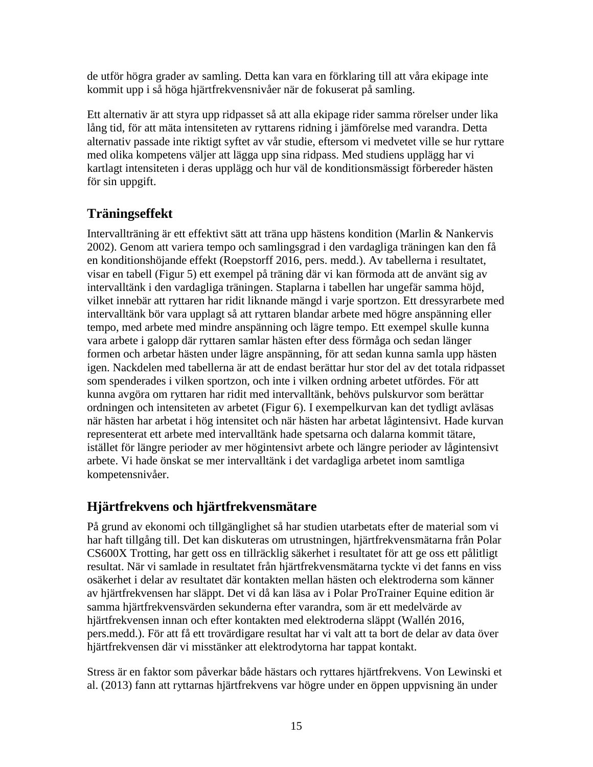de utför högra grader av samling. Detta kan vara en förklaring till att våra ekipage inte kommit upp i så höga hjärtfrekvensnivåer när de fokuserat på samling.

Ett alternativ är att styra upp ridpasset så att alla ekipage rider samma rörelser under lika lång tid, för att mäta intensiteten av ryttarens ridning i jämförelse med varandra. Detta alternativ passade inte riktigt syftet av vår studie, eftersom vi medvetet ville se hur ryttare med olika kompetens väljer att lägga upp sina ridpass. Med studiens upplägg har vi kartlagt intensiteten i deras upplägg och hur väl de konditionsmässigt förbereder hästen för sin uppgift.

## Träningseffekt

Intervallträning är ett effektivt sätt att träna upp hästens kondition (Marlin & Nankervis 2002). Genom att variera tempo och samlingsgrad i den vardagliga träningen kan den få en konditionshöjande effekt (Roepstorff 2016, pers. medd.). Av tabellerna i resultatet, visar en tabell (Figur 5) ett exempel på träning där vi kan förmoda att de använt sig av intervalltänk i den vardagliga träningen. Staplarna i tabellen har ungefär samma höjd, vilket innebär att ryttaren har ridit liknande mängd i varje sportzon. Ett dressyrarbete med intervalltänk bör vara upplagt så att ryttaren blandar arbete med högre anspänning eller tempo, med arbete med mindre anspänning och lägre tempo. Ett exempel skulle kunna vara arbete i galopp där ryttaren samlar hästen efter dess förmåga och sedan länger formen och arbetar hästen under lägre anspänning, för att sedan kunna samla upp hästen igen. Nackdelen med tabellerna är att de endast berättar hur stor del av det totala ridpasset som spenderades i vilken sportzon, och inte i vilken ordning arbetet utfördes. För att kunna avgöra om ryttaren har ridit med intervalltänk, behövs pulskurvor som berättar ordningen och intensiteten av arbetet (Figur 6). I exempelkurvan kan det tydligt avläsas när hästen har arbetat i hög intensitet och när hästen har arbetat lågintensivt. Hade kurvan representerat ett arbete med intervalltänk hade spetsarna och dalarna kommit tätare, istället för längre perioder av mer högintensivt arbete och längre perioder av lågintensivt arbete. Vi hade önskat se mer intervalltänk i det vardagliga arbetet inom samtliga kompetensnivåer.

## Hjärtfrekvens och hjärtfrekvensmätare

På grund av ekonomi och tillgänglighet så har studien utarbetats efter de material som vi har haft tillgång till. Det kan diskuteras om utrustningen, hjärtfrekvensmätarna från Polar CS600X Trotting, har gett oss en tillräcklig säkerhet i resultatet för att ge oss ett pålitligt resultat. När vi samlade in resultatet från hjärtfrekvensmätarna tyckte vi det fanns en viss osäkerhet i delar av resultatet där kontakten mellan hästen och elektroderna som känner av hjärtfrekvensen har släppt. Det vi då kan läsa av i Polar ProTrainer Equine edition är samma hjärtfrekvensvärden sekunderna efter varandra, som är ett medelvärde av hjärtfrekvensen innan och efter kontakten med elektroderna släppt (Wallén 2016, pers.medd.). För att få ett trovärdigare resultat har vi valt att ta bort de delar av data över hjärtfrekvensen där vi misstänker att elektrodytorna har tappat kontakt.

Stress är en faktor som påverkar både hästars och ryttares hjärtfrekvens. Von Lewinski et al. (2013) fann att ryttarnas hjärtfrekvens var högre under en öppen uppvisning än under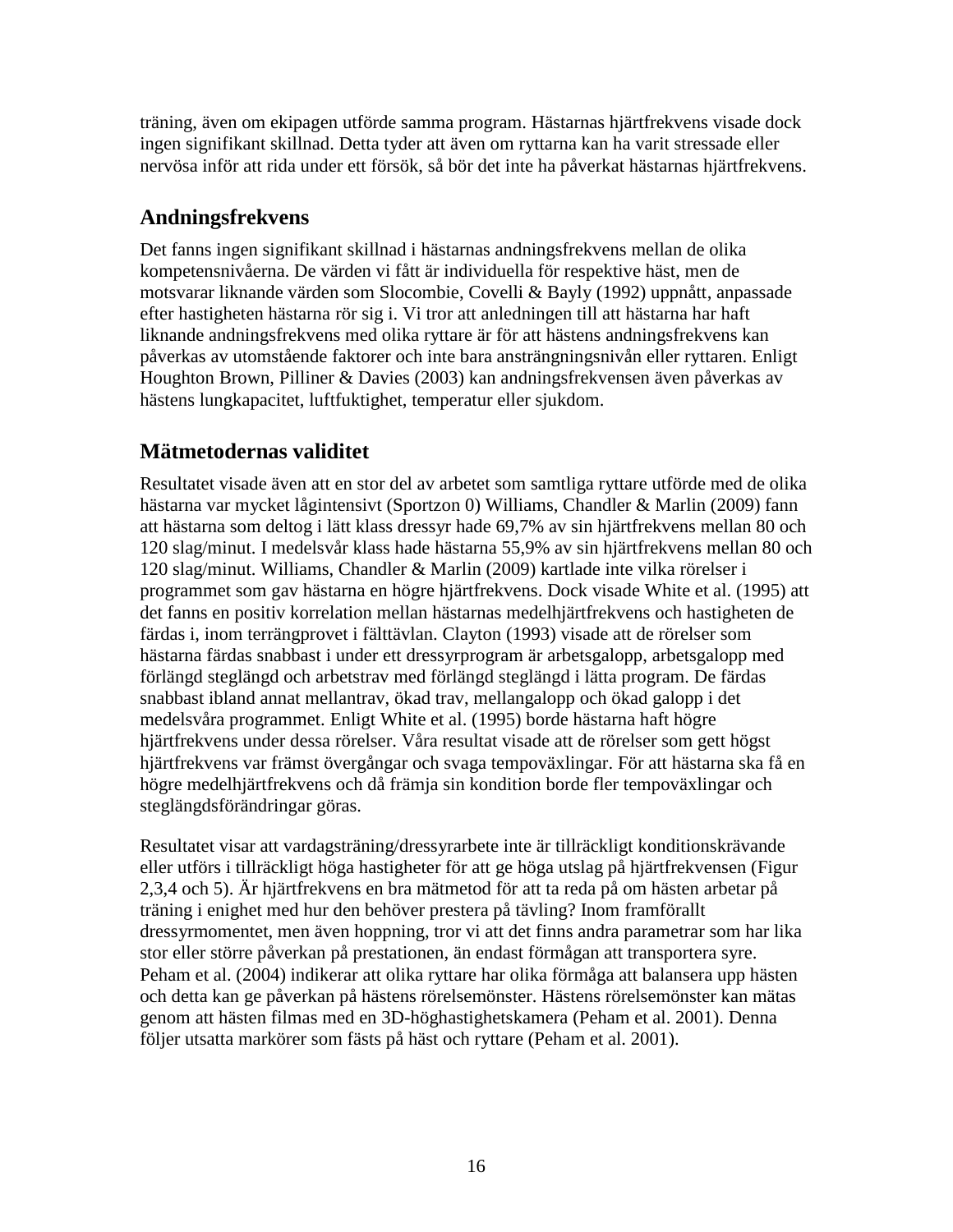träning, även om ekipagen utförde samma program. Hästarnas hjärtfrekvens visade dock ingen signifikant skillnad. Detta tyder att även om ryttarna kan ha varit stressade eller nervösa inför att rida under ett försök, så bör det inte ha påverkat hästarnas hjärtfrekvens.

## Andningsfrekvens

Det fanns ingen signifikant skillnad i hästarnas andningsfrekvens mellan de olika kompetensnivåerna. De värden vi fått är individuella för respektive häst, men de motsvarar liknande värden som Slocombie, Covelli & Bayly (1992) uppnått, anpassade efter hastigheten hästarna rör sig i. Vi tror att anledningen till att hästarna har haft liknande andningsfrekvens med olika ryttare är för att hästens andningsfrekvens kan påverkas av utomstående faktorer och inte bara ansträngningsnivån eller ryttaren. Enligt Houghton Brown, Pilliner & Davies (2003) kan andningsfrekvensen även påverkas av hästens lungkapacitet, luftfuktighet, temperatur eller sjukdom.

## Mätmetodernas validitet

Resultatet visade även att en stor del av arbetet som samtliga ryttare utförde med de olika hästarna var mycket lågintensivt (Sportzon 0) Williams, Chandler & Marlin (2009) fann att hästarna som deltog i lätt klass dressyr hade 69,7% av sin hjärtfrekvens mellan 80 och 120 slag/minut. I medelsvår klass hade hästarna 55,9% av sin hjärtfrekvens mellan 80 och 120 slag/minut. Williams, Chandler & Marlin (2009) kartlade inte vilka rörelser i programmet som gav hästarna en högre hjärtfrekvens. Dock visade White et al. (1995) att det fanns en positiv korrelation mellan hästarnas medelhjärtfrekvens och hastigheten de färdas i, inom terrängprovet i fälttävlan. Clayton (1993) visade att de rörelser som hästarna färdas snabbast i under ett dressyrprogram är arbetsgalopp, arbetsgalopp med förlängd steglängd och arbetstrav med förlängd steglängd i lätta program. De färdas snabbast ibland annat mellantrav, ökad trav, mellangalopp och ökad galopp i det medelsvåra programmet. Enligt White et al. (1995) borde hästarna haft högre hjärtfrekvens under dessa rörelser. Våra resultat visade att de rörelser som gett högst hjärtfrekvens var främst övergångar och svaga tempoväxlingar. För att hästarna ska få en högre medelhjärtfrekvens och då främja sin kondition borde fler tempoväxlingar och steglängdsförändringar göras.

Resultatet visar att vardagsträning/dressyrarbete inte är tillräckligt konditionskrävande eller utförs i tillräckligt höga hastigheter för att ge höga utslag på hjärtfrekvensen (Figur 2,3,4 och 5). Är hjärtfrekvens en bra mätmetod för att ta reda på om hästen arbetar på träning i enighet med hur den behöver prestera på tävling? Inom framförallt dressyrmomentet, men även hoppning, tror vi att det finns andra parametrar som har lika stor eller större påverkan på prestationen, än endast förmågan att transportera syre. Peham et al. (2004) indikerar att olika ryttare har olika förmåga att balansera upp hästen och detta kan ge påverkan på hästens rörelsemönster. Hästens rörelsemönster kan mätas genom att hästen filmas med en 3D-höghastighetskamera (Peham et al. 2001). Denna följer utsatta markörer som fästs på häst och ryttare (Peham et al. 2001).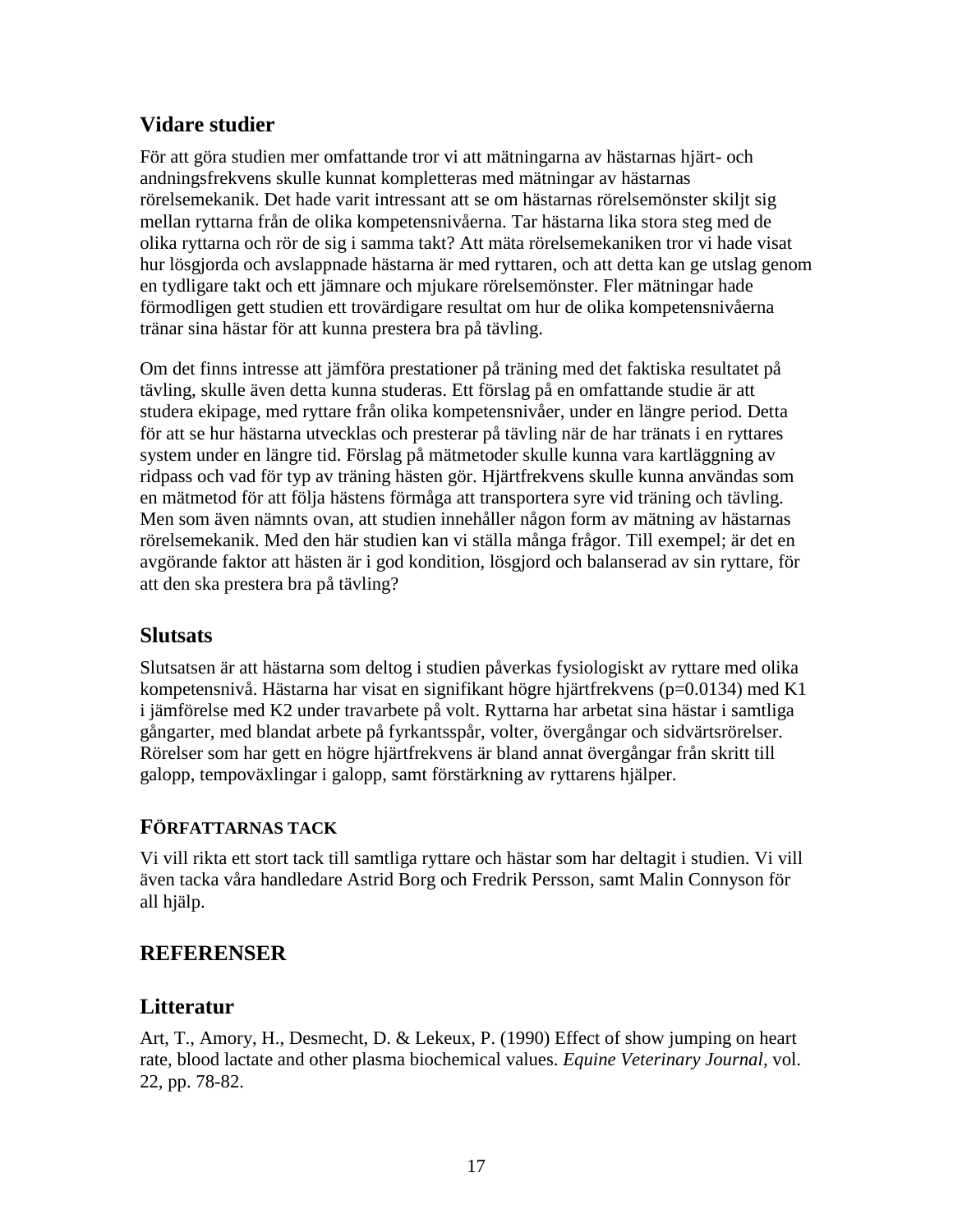## Vidare studier

För att göra studien mer omfattande tror vi att mätningarna av hästarnas hjärt- och andningsfrekvens skulle kunnat kompletteras med mätningar av hästarnas rörelsemekanik. Det hade varit intressant att se om hästarnas rörelsemönster skiljt sig mellan ryttarna från de olika kompetensnivåerna. Tar hästarna lika stora steg med de olika ryttarna och rör de sig i samma takt? Att mäta rörelsemekaniken tror vi hade visat hur lösgjorda och avslappnade hästarna är med ryttaren, och att detta kan ge utslag genom en tydligare takt och ett jämnare och mjukare rörelsemönster. Fler mätningar hade förmodligen gett studien ett trovärdigare resultat om hur de olika kompetensnivåerna tränar sina hästar för att kunna prestera bra på tävling.

Om det finns intresse att jämföra prestationer på träning med det faktiska resultatet på tävling, skulle även detta kunna studeras. Ett förslag på en omfattande studie är att studera ekipage, med ryttare från olika kompetensnivåer, under en längre period. Detta för att se hur hästarna utvecklas och presterar på tävling när de har tränats i en ryttares system under en längre tid. Förslag på mätmetoder skulle kunna vara kartläggning av ridpass och vad för typ av träning hästen gör. Hjärtfrekvens skulle kunna användas som en mätmetod för att följa hästens förmåga att transportera syre vid träning och tävling. Men som även nämnts ovan, att studien innehåller någon form av mätning av hästarnas rörelsemekanik. Med den här studien kan vi ställa många frågor. Till exempel; är det en avgörande faktor att hästen är i god kondition, lösgjord och balanserad av sin ryttare, för att den ska prestera bra på tävling?

## Slutsats

Slutsatsen är att hästarna som deltog i studien påverkas fysiologiskt av ryttare med olika kompetensnivå. Hästarna har visat en signifikant högre hjärtfrekvens ($p=0.0134$) med K1 i jämförelse med K2 under travarbete på volt. Ryttarna har arbetat sina hästar i samtliga gångarter, med blandat arbete på fyrkantsspår, volter, övergångar och sidvärtsrörelser. Rörelser som har gett en högre hjärtfrekvens är bland annat övergångar från skritt till galopp, tempoväxlingar i galopp, samt förstärkning av ryttarens hjälper.

### FÖRFATTARNAS TACK

Vi vill rikta ett stort tack till samtliga ryttare och hästar som har deltagit i studien. Vi vill även tacka våra handledare Astrid Borg och Fredrik Persson, samt Malin Connyson för all hjälp.

## REFERENSER

## Litteratur

Art, T., Amory, H., Desmecht, D. & Lekeux, P. (1990) Effect of show jumping on heart rate, blood lactate and other plasma biochemical values. *Equine Veterinary Journal*, vol. 22, pp. 78-82.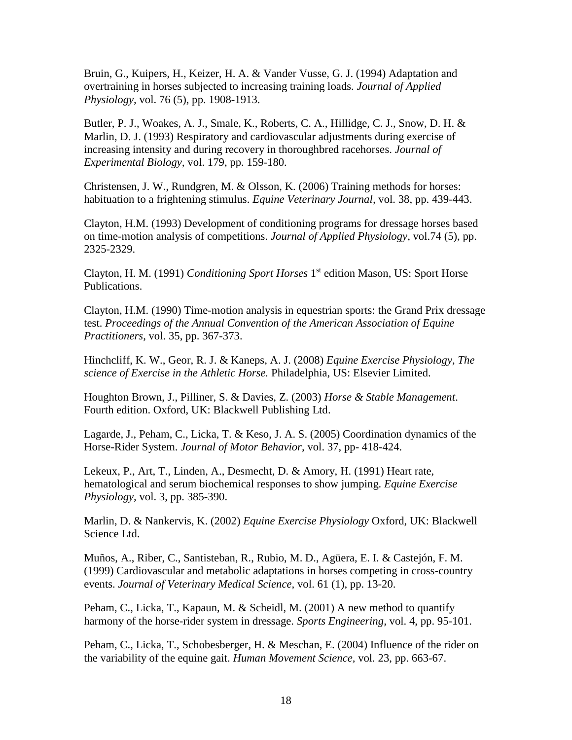Bruin, G., Kuipers, H., Keizer, H. A. & Vander Vusse, G. J. (1994) Adaptation and overtraining in horses subjected to increasing training loads. *Journal of Applied Physiology,* vol. 76 (5), pp. 1908-1913.

Butler, P. J., Woakes, A. J., Smale, K., Roberts, C. A., Hillidge, C. J., Snow, D. H. & Marlin, D. J. (1993) Respiratory and cardiovascular adjustments during exercise of increasing intensity and during recovery in thoroughbred racehorses. *Journal of Experimental Biology,* vol. 179, pp. 159-180.

Christensen, J. W., Rundgren, M. & Olsson, K. (2006) Training methods for horses: habituation to a frightening stimulus. *Equine Veterinary Journal,* vol. 38, pp. 439-443.

Clayton, H.M. (1993) Development of conditioning programs for dressage horses based on time-motion analysis of competitions. *Journal of Applied Physiology*, vol.74 (5), pp. 2325-2329.

Clayton, H. M. (1991) *Conditioning Sport Horses* 1st edition Mason, US: Sport Horse Publications.

Clayton, H.M. (1990) Time-motion analysis in equestrian sports: the Grand Prix dressage test. *Proceedings of the Annual Convention of the American Association of Equine Practitioners,* vol. 35, pp. 367-373.

Hinchcliff, K. W., Geor, R. J. & Kaneps, A. J. (2008) *Equine Exercise Physiology, The science of Exercise in the Athletic Horse.* Philadelphia, US: Elsevier Limited.

Houghton Brown, J., Pilliner, S. & Davies, Z. (2003) *Horse & Stable Management*. Fourth edition. Oxford, UK: Blackwell Publishing Ltd.

Lagarde, J., Peham, C., Licka, T. & Keso, J. A. S. (2005) Coordination dynamics of the Horse-Rider System. *Journal of Motor Behavior,* vol. 37, pp- 418-424.

Lekeux, P., Art, T., Linden, A., Desmecht, D. & Amory, H. (1991) Heart rate, hematological and serum biochemical responses to show jumping. *Equine Exercise Physiology,* vol. 3, pp. 385-390.

Marlin, D. & Nankervis, K. (2002) *Equine Exercise Physiology* Oxford, UK: Blackwell Science Ltd.

Muños, A., Riber, C., Santisteban, R., Rubio, M. D., Agüera, E. I. & Castejón, F. M. (1999) Cardiovascular and metabolic adaptations in horses competing in cross-country events. *Journal of Veterinary Medical Science,* vol. 61 (1), pp. 13-20.

Peham, C., Licka, T., Kapaun, M. & Scheidl, M. (2001) A new method to quantify harmony of the horse-rider system in dressage. *Sports Engineering,* vol. 4, pp. 95-101.

Peham, C., Licka, T., Schobesberger, H. & Meschan, E. (2004) Influence of the rider on the variability of the equine gait. *Human Movement Science*, vol. 23, pp. 663-67.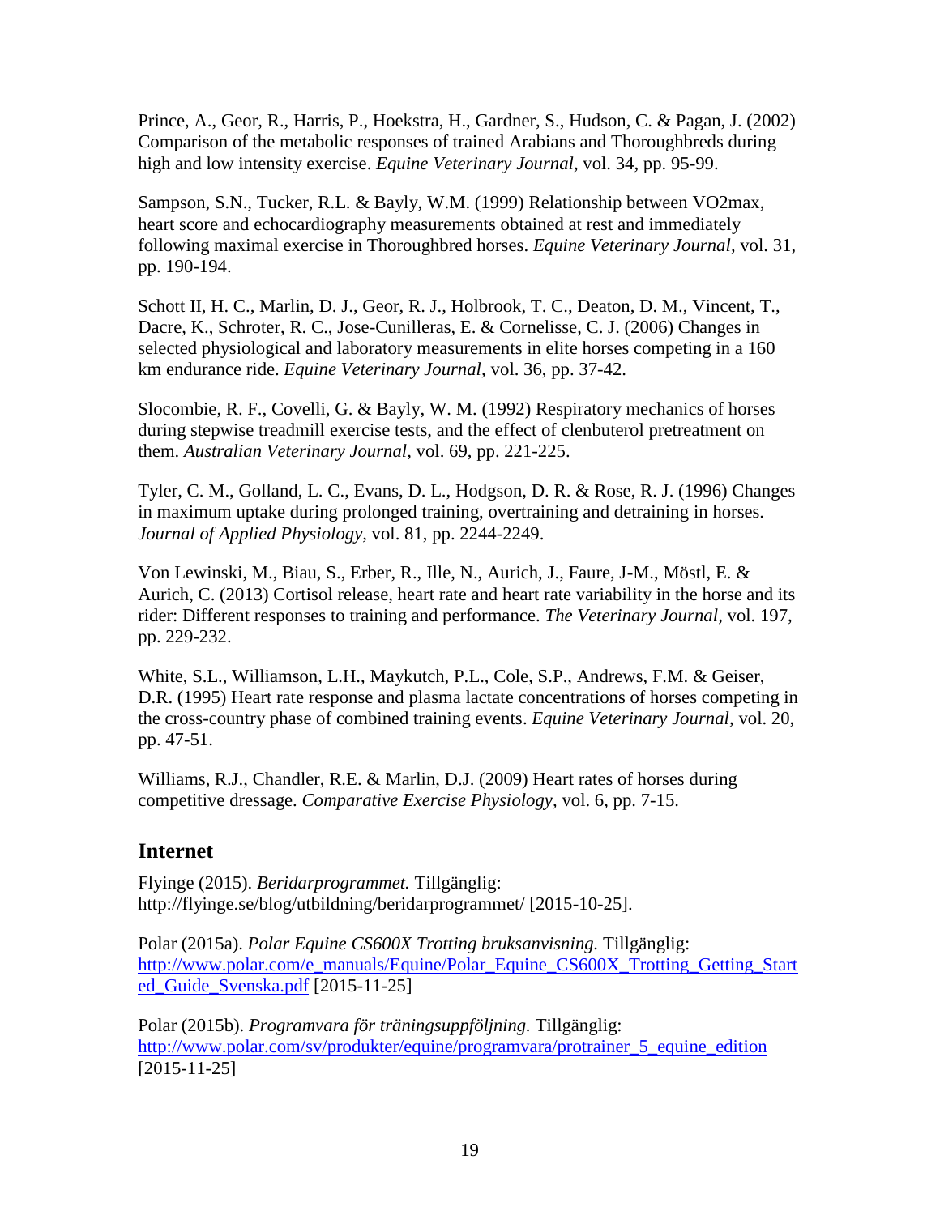Prince, A., Geor, R., Harris, P., Hoekstra, H., Gardner, S., Hudson, C. & Pagan, J. (2002) Comparison of the metabolic responses of trained Arabians and Thoroughbreds during high and low intensity exercise. *Equine Veterinary Journal,* vol. 34, pp. 95-99.

Sampson, S.N., Tucker, R.L. & Bayly, W.M. (1999) Relationship between VO2max, heart score and echocardiography measurements obtained at rest and immediately following maximal exercise in Thoroughbred horses. *Equine Veterinary Journal,* vol. 31, pp. 190-194.

Schott II, H. C., Marlin, D. J., Geor, R. J., Holbrook, T. C., Deaton, D. M., Vincent, T., Dacre, K., Schroter, R. C., Jose-Cunilleras, E. & Cornelisse, C. J. (2006) Changes in selected physiological and laboratory measurements in elite horses competing in a 160 km endurance ride. *Equine Veterinary Journal,* vol. 36, pp. 37-42.

Slocombie, R. F., Covelli, G. & Bayly, W. M. (1992) Respiratory mechanics of horses during stepwise treadmill exercise tests, and the effect of clenbuterol pretreatment on them. *Australian Veterinary Journal,* vol. 69, pp. 221-225.

Tyler, C. M., Golland, L. C., Evans, D. L., Hodgson, D. R. & Rose, R. J. (1996) Changes in maximum uptake during prolonged training, overtraining and detraining in horses. *Journal of Applied Physiology,* vol. 81, pp. 2244-2249.

Von Lewinski, M., Biau, S., Erber, R., Ille, N., Aurich, J., Faure, J-M., Möstl, E. & Aurich, C. (2013) Cortisol release, heart rate and heart rate variability in the horse and its rider: Different responses to training and performance. *The Veterinary Journal,* vol. 197, pp. 229-232.

White, S.L., Williamson, L.H., Maykutch, P.L., Cole, S.P., Andrews, F.M. & Geiser, D.R. (1995) Heart rate response and plasma lactate concentrations of horses competing in the cross-country phase of combined training events. *Equine Veterinary Journal,* vol. 20, pp. 47-51.

Williams, R.J., Chandler, R.E. & Marlin, D.J. (2009) Heart rates of horses during competitive dressage. *Comparative Exercise Physiology,* vol. 6, pp. 7-15.

## Internet

Flyinge (2015). *Beridarprogrammet.* Tillgänglig: http://flyinge.se/blog/utbildning/beridarprogrammet/ [2015-10-25].

Polar (2015a). *Polar Equine CS600X Trotting bruksanvisning.* Tillgänglig: http://www.polar.com/e_manuals/Equine/Polar_Equine_CS600X_Trotting_Getting_Started_Guide_Svenska.pdf [2015-11-25]

Polar (2015b). *Programvara för träningsuppföljning.* Tillgänglig: http://www.polar.com/sv/produkter/equine/programvara/protrainer_5_equine_edition [2015-11-25]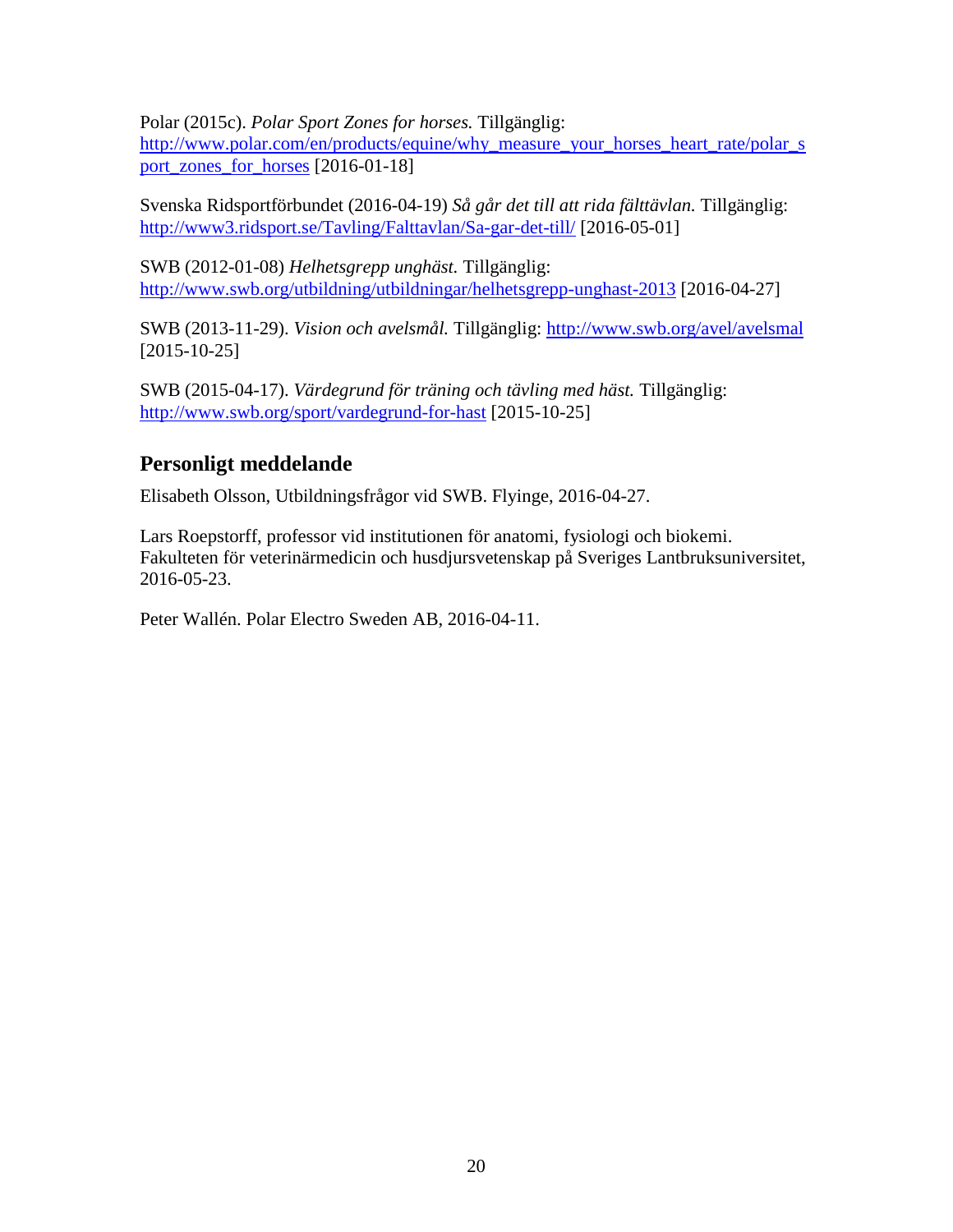Polar (2015c). *Polar Sport Zones for horses.* Tillgänglig: http://www.polar.com/en/products/equine/why_measure_your_horses_heart_rate/polar_sport_zones_for_horses [2016-01-18]

Svenska Ridsportförbundet (2016-04-19) *Så går det till att rida fälttävlan.* Tillgänglig: http://www3.ridsport.se/Tavling/Falttavlan/Sa-gar-det-till/ [2016-05-01]

SWB (2012-01-08) *Helhetsgrepp unghäst.* Tillgänglig: http://www.swb.org/utbildning/utbildningar/helhetsgrepp-unghast-2013 [2016-04-27]

SWB (2013-11-29). *Vision och avelsmål.* Tillgänglig: http://www.swb.org/avel/avelsmal [2015-10-25]

SWB (2015-04-17). *Värdegrund för träning och tävling med häst.* Tillgänglig: http://www.swb.org/sport/vardegrund-for-hast [2015-10-25]

## Personligt meddelande

Elisabeth Olsson, Utbildningsfrågor vid SWB. Flyinge, 2016-04-27.

Lars Roepstorff, professor vid institutionen för anatomi, fysiologi och biokemi. Fakulteten för veterinärmedicin och husdjursvetenskap på Sveriges Lantbruksuniversitet, 2016-05-23.

Peter Wallén. Polar Electro Sweden AB, 2016-04-11.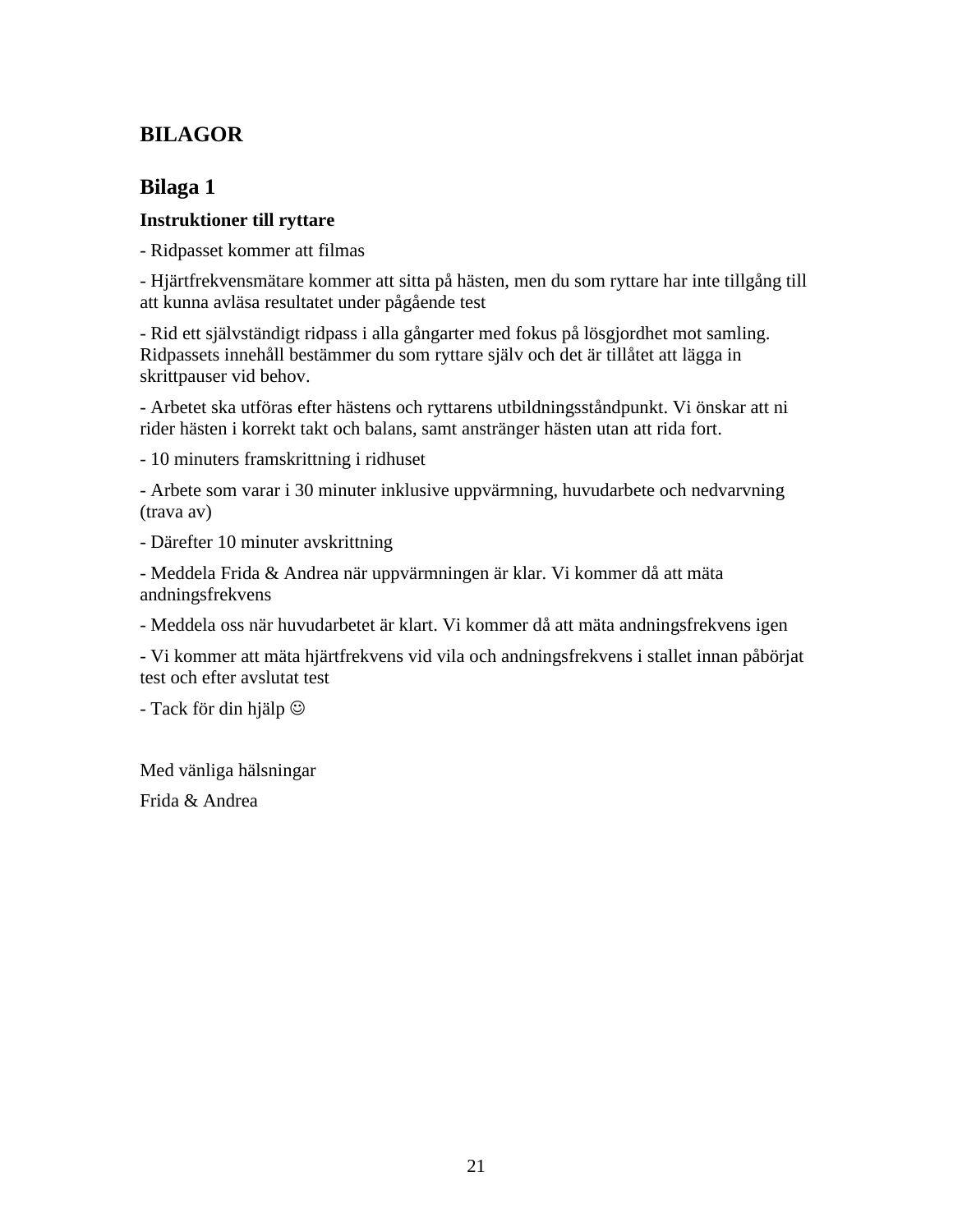# BILAGOR

## Bilaga 1

**Instruktioner till ryttare**

- Ridpasset kommer att filmas
- Hjärtfrekvensmätare kommer att sitta på hästen, men du som ryttare har inte tillgång till att kunna avläsa resultatet under pågående test
- Rid ett självständigt ridpass i alla gångarter med fokus på lösgjordhet mot samling. Ridpassets innehåll bestämmer du som ryttare själv och det är tillåtet att lägga in skrittpauser vid behov.
- Arbetet ska utföras efter hästens och ryttarens utbildningsståndpunkt. Vi önskar att ni rider hästen i korrekt takt och balans, samt anstränger hästen utan att rida fort.
- 10 minuters framskrittning i ridhuset
- Arbete som varar i 30 minuter inklusive uppvärmning, huvudarbete och nedvarvning (trava av)
- Därefter 10 minuter avskrittning
- Meddela Frida & Andrea när uppvärmningen är klar. Vi kommer då att mäta andningsfrekvens
- Meddela oss när huvudarbetet är klart. Vi kommer då att mäta andningsfrekvens igen
- Vi kommer att mäta hjärtfrekvens vid vila och andningsfrekvens i stallet innan påbörjat test och efter avslutat test
- Tack för din hjälp ☺

Med vänliga hälsningar

Frida & Andrea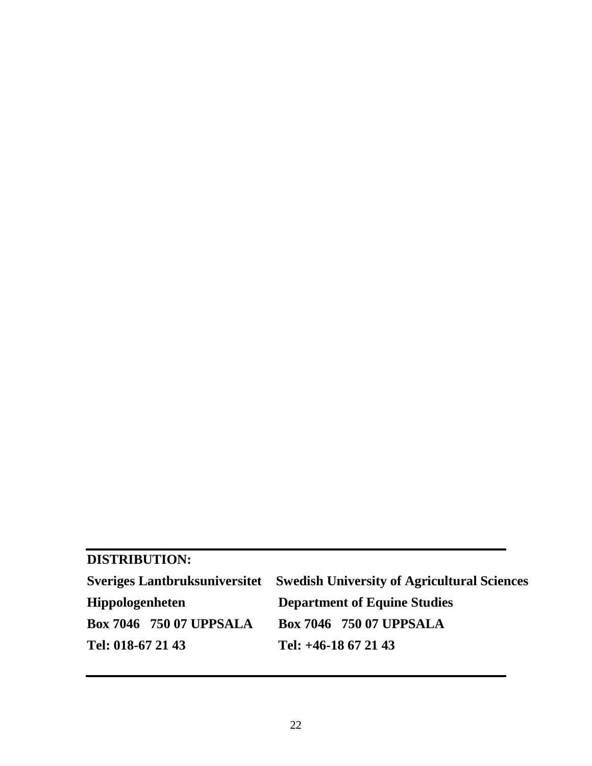**DISTRIBUTION:**

| | |
|---|---|
| **Sveriges Lantbruksuniversitet** | **Swedish University of Agricultural Sciences** |
| **Hippologenheten** | **Department of Equine Studies** |
| **Box 7046 750 07 UPPSALA** | **Box 7046 750 07 UPPSALA** |
| **Tel: 018-67 21 43** | **Tel: +46-18 67 21 43** |